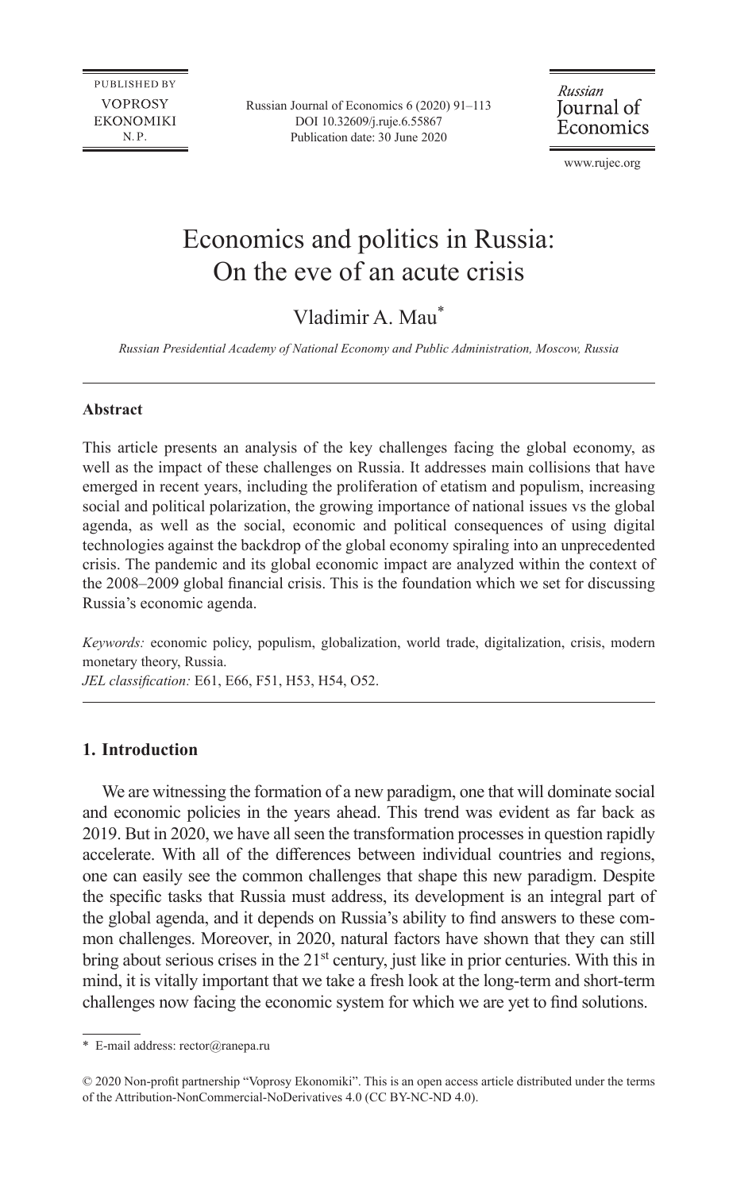# Economics and politics in Russia: On the eve of an acute crisis

Vladimir A. Mau*

*Russian Presidential Academy of National Economy and Public Administration, Moscow, Russia*

---

**Abstract**

This article presents an analysis of the key challenges facing the global economy, as well as the impact of these challenges on Russia. It addresses main collisions that have emerged in recent years, including the proliferation of etatism and populism, increasing social and political polarization, the growing importance of national issues vs the global agenda, as well as the social, economic and political consequences of using digital technologies against the backdrop of the global economy spiraling into an unprecedented crisis. The pandemic and its global economic impact are analyzed within the context of the 2008–2009 global financial crisis. This is the foundation which we set for discussing Russia's economic agenda.

*Keywords:* economic policy, populism, globalization, world trade, digitalization, crisis, modern monetary theory, Russia.

*JEL classification:* E61, E66, F51, H53, H54, O52.

---

## 1. Introduction

We are witnessing the formation of a new paradigm, one that will dominate social and economic policies in the years ahead. This trend was evident as far back as 2019. But in 2020, we have all seen the transformation processes in question rapidly accelerate. With all of the differences between individual countries and regions, one can easily see the common challenges that shape this new paradigm. Despite the specific tasks that Russia must address, its development is an integral part of the global agenda, and it depends on Russia's ability to find answers to these common challenges. Moreover, in 2020, natural factors have shown that they can still bring about serious crises in the 21st century, just like in prior centuries. With this in mind, it is vitally important that we take a fresh look at the long-term and short-term challenges now facing the economic system for which we are yet to find solutions.

---

\* E-mail address: rector@ranepa.ru

© 2020 Non-profit partnership "Voprosy Ekonomiki". This is an open access article distributed under the terms of the Attribution-NonCommercial-NoDerivatives 4.0 (CC BY-NC-ND 4.0).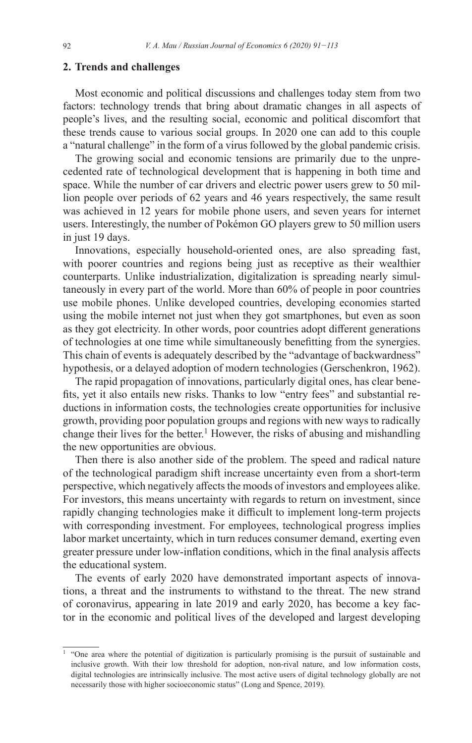## 2. Trends and challenges

Most economic and political discussions and challenges today stem from two factors: technology trends that bring about dramatic changes in all aspects of people's lives, and the resulting social, economic and political discomfort that these trends cause to various social groups. In 2020 one can add to this couple a "natural challenge" in the form of a virus followed by the global pandemic crisis.

The growing social and economic tensions are primarily due to the unprecedented rate of technological development that is happening in both time and space. While the number of car drivers and electric power users grew to 50 million people over periods of 62 years and 46 years respectively, the same result was achieved in 12 years for mobile phone users, and seven years for internet users. Interestingly, the number of Pokémon GO players grew to 50 million users in just 19 days.

Innovations, especially household-oriented ones, are also spreading fast, with poorer countries and regions being just as receptive as their wealthier counterparts. Unlike industrialization, digitalization is spreading nearly simultaneously in every part of the world. More than 60% of people in poor countries use mobile phones. Unlike developed countries, developing economies started using the mobile internet not just when they got smartphones, but even as soon as they got electricity. In other words, poor countries adopt different generations of technologies at one time while simultaneously benefitting from the synergies. This chain of events is adequately described by the "advantage of backwardness" hypothesis, or a delayed adoption of modern technologies (Gerschenkron, 1962).

The rapid propagation of innovations, particularly digital ones, has clear benefits, yet it also entails new risks. Thanks to low "entry fees" and substantial reductions in information costs, the technologies create opportunities for inclusive growth, providing poor population groups and regions with new ways to radically change their lives for the better.[1] However, the risks of abusing and mishandling the new opportunities are obvious.

Then there is also another side of the problem. The speed and radical nature of the technological paradigm shift increase uncertainty even from a short-term perspective, which negatively affects the moods of investors and employees alike. For investors, this means uncertainty with regards to return on investment, since rapidly changing technologies make it difficult to implement long-term projects with corresponding investment. For employees, technological progress implies labor market uncertainty, which in turn reduces consumer demand, exerting even greater pressure under low-inflation conditions, which in the final analysis affects the educational system.

The events of early 2020 have demonstrated important aspects of innovations, a threat and the instruments to withstand to the threat. The new strand of coronavirus, appearing in late 2019 and early 2020, has become a key factor in the economic and political lives of the developed and largest developing

[1] "One area where the potential of digitization is particularly promising is the pursuit of sustainable and inclusive growth. With their low threshold for adoption, non-rival nature, and low information costs, digital technologies are intrinsically inclusive. The most active users of digital technology globally are not necessarily those with higher socioeconomic status" (Long and Spence, 2019).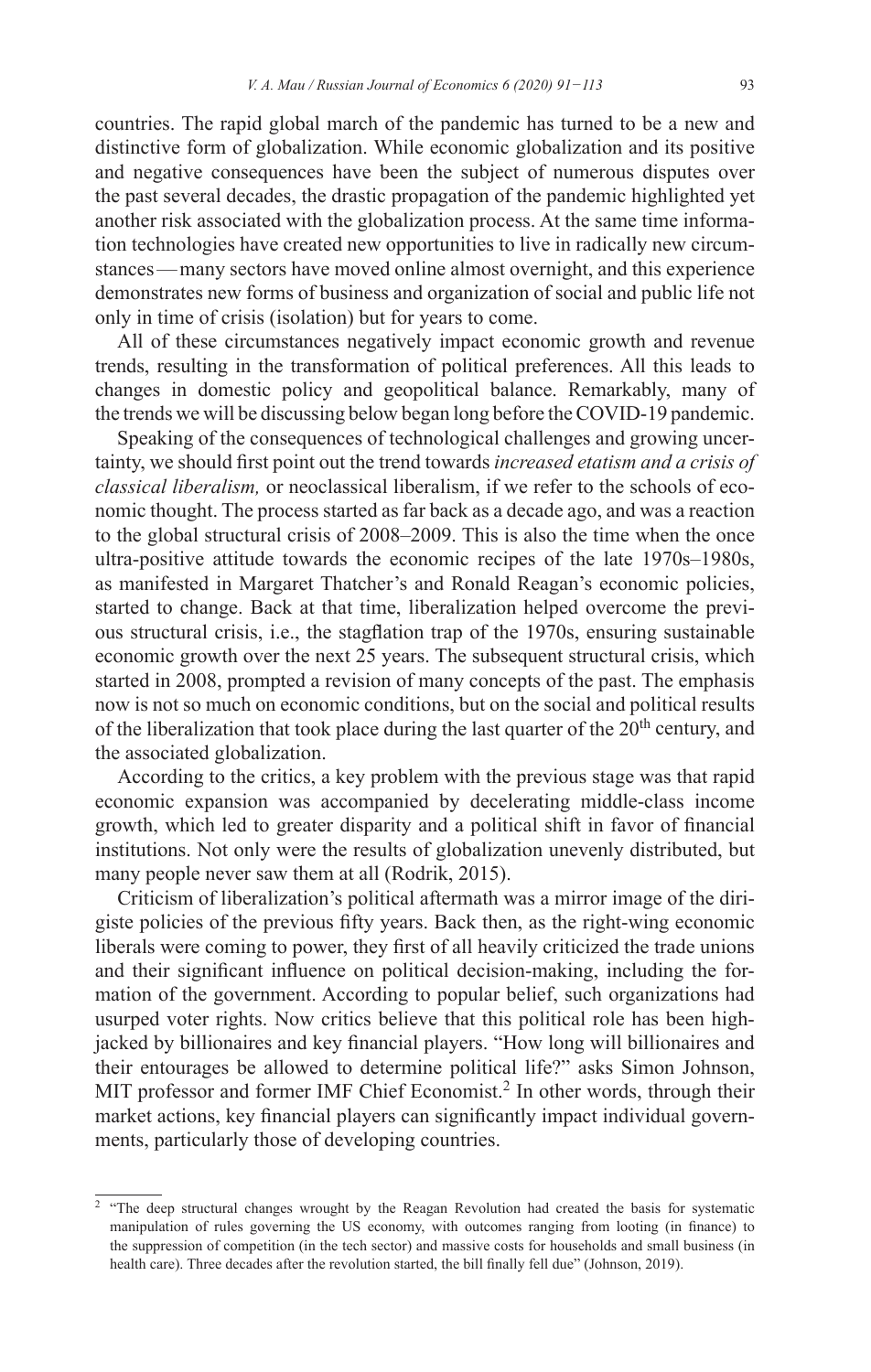countries. The rapid global march of the pandemic has turned to be a new and distinctive form of globalization. While economic globalization and its positive and negative consequences have been the subject of numerous disputes over the past several decades, the drastic propagation of the pandemic highlighted yet another risk associated with the globalization process. At the same time information technologies have created new opportunities to live in radically new circumstances — many sectors have moved online almost overnight, and this experience demonstrates new forms of business and organization of social and public life not only in time of crisis (isolation) but for years to come.

All of these circumstances negatively impact economic growth and revenue trends, resulting in the transformation of political preferences. All this leads to changes in domestic policy and geopolitical balance. Remarkably, many of the trends we will be discussing below began long before the COVID-19 pandemic.

Speaking of the consequences of technological challenges and growing uncertainty, we should first point out the trend towards *increased etatism and a crisis of classical liberalism,* or neoclassical liberalism, if we refer to the schools of economic thought. The process started as far back as a decade ago, and was a reaction to the global structural crisis of 2008–2009. This is also the time when the once ultra-positive attitude towards the economic recipes of the late 1970s–1980s, as manifested in Margaret Thatcher's and Ronald Reagan's economic policies, started to change. Back at that time, liberalization helped overcome the previous structural crisis, i.e., the stagflation trap of the 1970s, ensuring sustainable economic growth over the next 25 years. The subsequent structural crisis, which started in 2008, prompted a revision of many concepts of the past. The emphasis now is not so much on economic conditions, but on the social and political results of the liberalization that took place during the last quarter of the 20th century, and the associated globalization.

According to the critics, a key problem with the previous stage was that rapid economic expansion was accompanied by decelerating middle-class income growth, which led to greater disparity and a political shift in favor of financial institutions. Not only were the results of globalization unevenly distributed, but many people never saw them at all (Rodrik, 2015).

Criticism of liberalization's political aftermath was a mirror image of the dirigiste policies of the previous fifty years. Back then, as the right-wing economic liberals were coming to power, they first of all heavily criticized the trade unions and their significant influence on political decision-making, including the formation of the government. According to popular belief, such organizations had usurped voter rights. Now critics believe that this political role has been highjacked by billionaires and key financial players. "How long will billionaires and their entourages be allowed to determine political life?" asks Simon Johnson, MIT professor and former IMF Chief Economist.[2] In other words, through their market actions, key financial players can significantly impact individual governments, particularly those of developing countries.

---

[2] "The deep structural changes wrought by the Reagan Revolution had created the basis for systematic manipulation of rules governing the US economy, with outcomes ranging from looting (in finance) to the suppression of competition (in the tech sector) and massive costs for households and small business (in health care). Three decades after the revolution started, the bill finally fell due" (Johnson, 2019).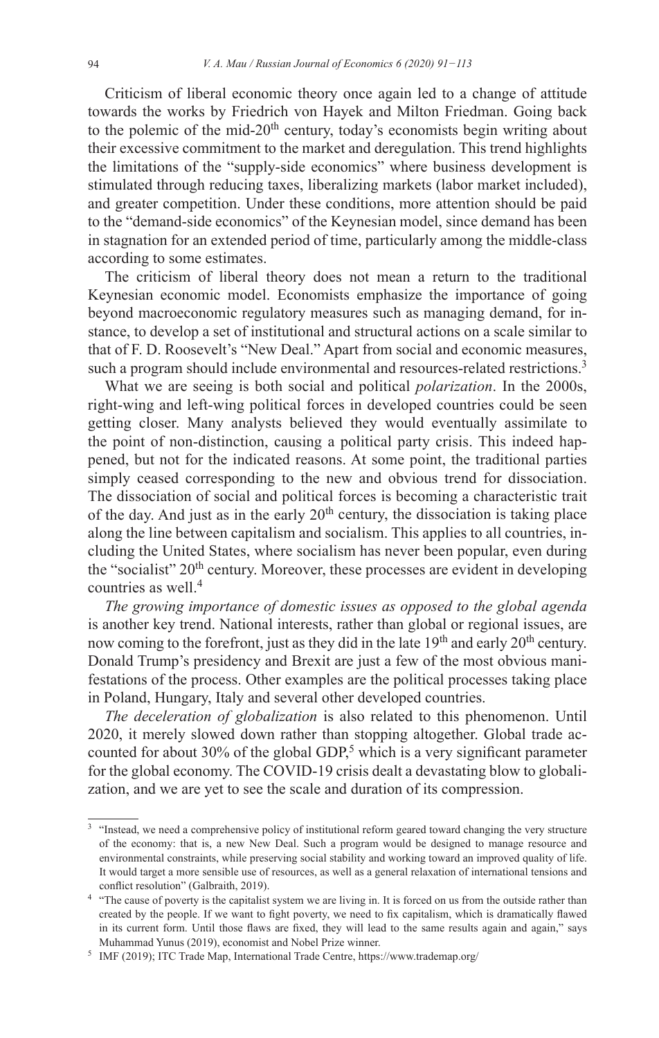Criticism of liberal economic theory once again led to a change of attitude towards the works by Friedrich von Hayek and Milton Friedman. Going back to the polemic of the mid-20th century, today's economists begin writing about their excessive commitment to the market and deregulation. This trend highlights the limitations of the "supply-side economics" where business development is stimulated through reducing taxes, liberalizing markets (labor market included), and greater competition. Under these conditions, more attention should be paid to the "demand-side economics" of the Keynesian model, since demand has been in stagnation for an extended period of time, particularly among the middle-class according to some estimates.

The criticism of liberal theory does not mean a return to the traditional Keynesian economic model. Economists emphasize the importance of going beyond macroeconomic regulatory measures such as managing demand, for instance, to develop a set of institutional and structural actions on a scale similar to that of F. D. Roosevelt's "New Deal." Apart from social and economic measures, such a program should include environmental and resources-related restrictions.[3]

What we are seeing is both social and political *polarization*. In the 2000s, right-wing and left-wing political forces in developed countries could be seen getting closer. Many analysts believed they would eventually assimilate to the point of non-distinction, causing a political party crisis. This indeed happened, but not for the indicated reasons. At some point, the traditional parties simply ceased corresponding to the new and obvious trend for dissociation. The dissociation of social and political forces is becoming a characteristic trait of the day. And just as in the early 20th century, the dissociation is taking place along the line between capitalism and socialism. This applies to all countries, including the United States, where socialism has never been popular, even during the "socialist" 20th century. Moreover, these processes are evident in developing countries as well.[4]

*The growing importance of domestic issues as opposed to the global agenda* is another key trend. National interests, rather than global or regional issues, are now coming to the forefront, just as they did in the late 19th and early 20th century. Donald Trump's presidency and Brexit are just a few of the most obvious manifestations of the process. Other examples are the political processes taking place in Poland, Hungary, Italy and several other developed countries.

*The deceleration of globalization* is also related to this phenomenon. Until 2020, it merely slowed down rather than stopping altogether. Global trade accounted for about 30% of the global GDP,[5] which is a very significant parameter for the global economy. The COVID-19 crisis dealt a devastating blow to globalization, and we are yet to see the scale and duration of its compression.

---

[3] "Instead, we need a comprehensive policy of institutional reform geared toward changing the very structure of the economy: that is, a new New Deal. Such a program would be designed to manage resource and environmental constraints, while preserving social stability and working toward an improved quality of life. It would target a more sensible use of resources, as well as a general relaxation of international tensions and conflict resolution" (Galbraith, 2019).

[4] "The cause of poverty is the capitalist system we are living in. It is forced on us from the outside rather than created by the people. If we want to fight poverty, we need to fix capitalism, which is dramatically flawed in its current form. Until those flaws are fixed, they will lead to the same results again and again," says Muhammad Yunus (2019), economist and Nobel Prize winner.

[5] IMF (2019); ITC Trade Map, International Trade Centre, https://www.trademap.org/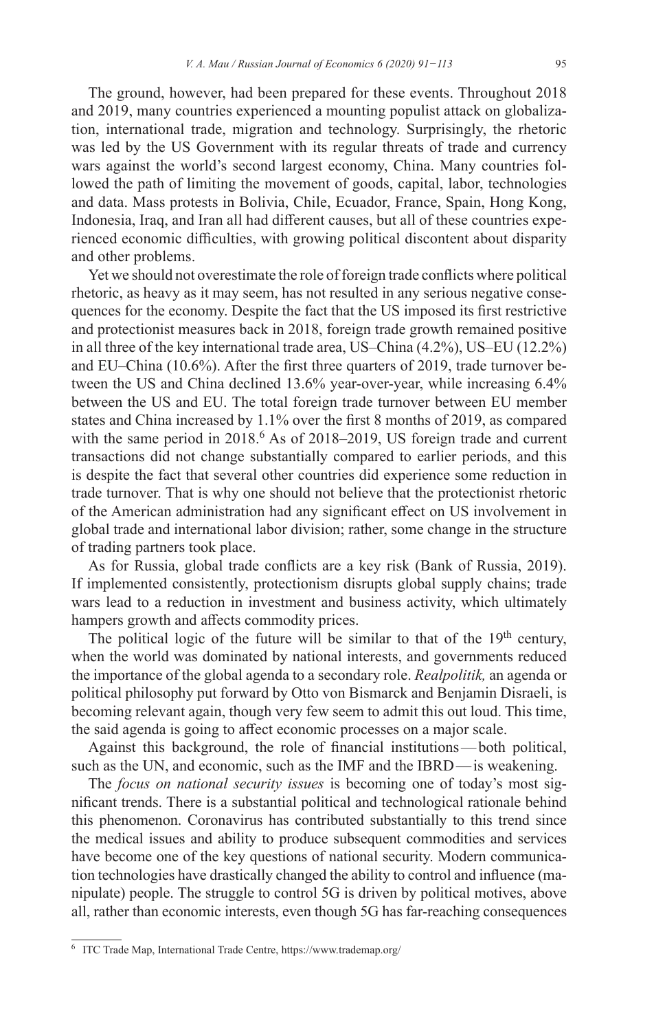The ground, however, had been prepared for these events. Throughout 2018 and 2019, many countries experienced a mounting populist attack on globalization, international trade, migration and technology. Surprisingly, the rhetoric was led by the US Government with its regular threats of trade and currency wars against the world's second largest economy, China. Many countries followed the path of limiting the movement of goods, capital, labor, technologies and data. Mass protests in Bolivia, Chile, Ecuador, France, Spain, Hong Kong, Indonesia, Iraq, and Iran all had different causes, but all of these countries experienced economic difficulties, with growing political discontent about disparity and other problems.

Yet we should not overestimate the role of foreign trade conflicts where political rhetoric, as heavy as it may seem, has not resulted in any serious negative consequences for the economy. Despite the fact that the US imposed its first restrictive and protectionist measures back in 2018, foreign trade growth remained positive in all three of the key international trade area, US–China (4.2%), US–EU (12.2%) and EU–China (10.6%). After the first three quarters of 2019, trade turnover between the US and China declined 13.6% year-over-year, while increasing 6.4% between the US and EU. The total foreign trade turnover between EU member states and China increased by 1.1% over the first 8 months of 2019, as compared with the same period in 2018.[6] As of 2018–2019, US foreign trade and current transactions did not change substantially compared to earlier periods, and this is despite the fact that several other countries did experience some reduction in trade turnover. That is why one should not believe that the protectionist rhetoric of the American administration had any significant effect on US involvement in global trade and international labor division; rather, some change in the structure of trading partners took place.

As for Russia, global trade conflicts are a key risk (Bank of Russia, 2019). If implemented consistently, protectionism disrupts global supply chains; trade wars lead to a reduction in investment and business activity, which ultimately hampers growth and affects commodity prices.

The political logic of the future will be similar to that of the 19th century, when the world was dominated by national interests, and governments reduced the importance of the global agenda to a secondary role. *Realpolitik,* an agenda or political philosophy put forward by Otto von Bismarck and Benjamin Disraeli, is becoming relevant again, though very few seem to admit this out loud. This time, the said agenda is going to affect economic processes on a major scale.

Against this background, the role of financial institutions — both political, such as the UN, and economic, such as the IMF and the IBRD — is weakening.

The *focus on national security issues* is becoming one of today's most significant trends. There is a substantial political and technological rationale behind this phenomenon. Coronavirus has contributed substantially to this trend since the medical issues and ability to produce subsequent commodities and services have become one of the key questions of national security. Modern communication technologies have drastically changed the ability to control and influence (manipulate) people. The struggle to control 5G is driven by political motives, above all, rather than economic interests, even though 5G has far-reaching consequences

---

[6] ITC Trade Map, International Trade Centre, https://www.trademap.org/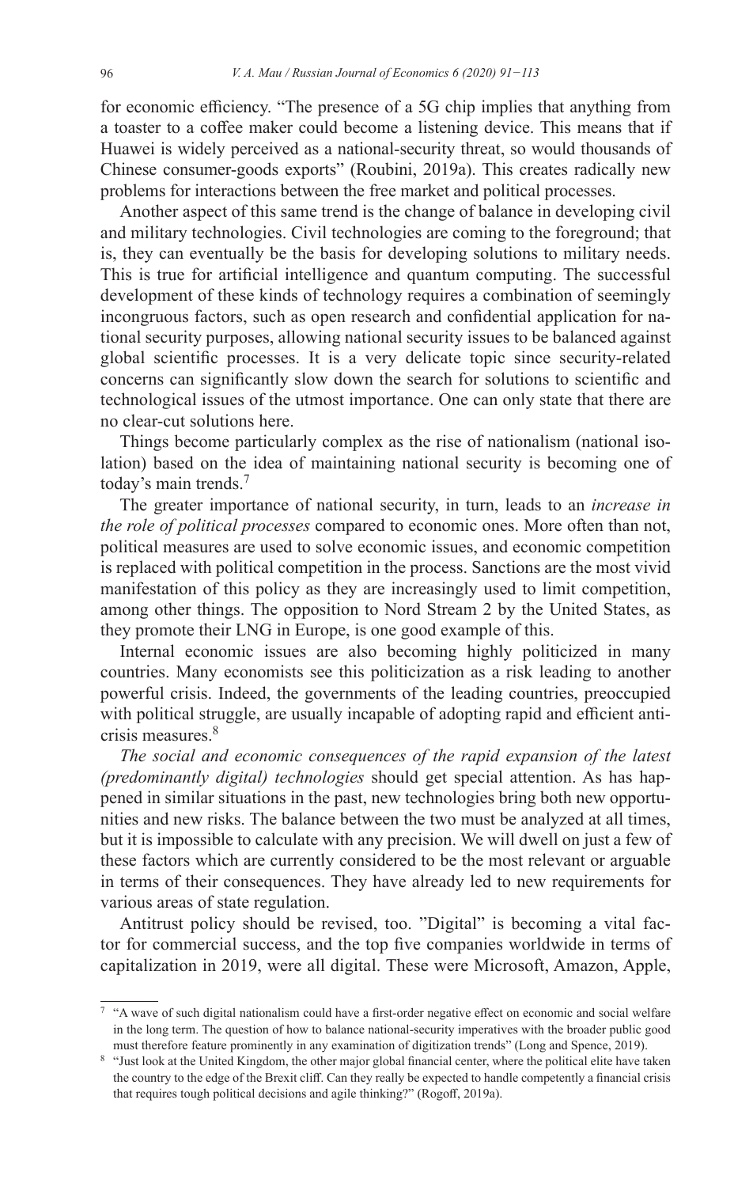for economic efficiency. "The presence of a 5G chip implies that anything from a toaster to a coffee maker could become a listening device. This means that if Huawei is widely perceived as a national-security threat, so would thousands of Chinese consumer-goods exports" (Roubini, 2019a). This creates radically new problems for interactions between the free market and political processes.

Another aspect of this same trend is the change of balance in developing civil and military technologies. Civil technologies are coming to the foreground; that is, they can eventually be the basis for developing solutions to military needs. This is true for artificial intelligence and quantum computing. The successful development of these kinds of technology requires a combination of seemingly incongruous factors, such as open research and confidential application for national security purposes, allowing national security issues to be balanced against global scientific processes. It is a very delicate topic since security-related concerns can significantly slow down the search for solutions to scientific and technological issues of the utmost importance. One can only state that there are no clear-cut solutions here.

Things become particularly complex as the rise of nationalism (national isolation) based on the idea of maintaining national security is becoming one of today's main trends.[7]

The greater importance of national security, in turn, leads to an *increase in the role of political processes* compared to economic ones. More often than not, political measures are used to solve economic issues, and economic competition is replaced with political competition in the process. Sanctions are the most vivid manifestation of this policy as they are increasingly used to limit competition, among other things. The opposition to Nord Stream 2 by the United States, as they promote their LNG in Europe, is one good example of this.

Internal economic issues are also becoming highly politicized in many countries. Many economists see this politicization as a risk leading to another powerful crisis. Indeed, the governments of the leading countries, preoccupied with political struggle, are usually incapable of adopting rapid and efficient anti-crisis measures.[8]

*The social and economic consequences of the rapid expansion of the latest (predominantly digital) technologies* should get special attention. As has happened in similar situations in the past, new technologies bring both new opportunities and new risks. The balance between the two must be analyzed at all times, but it is impossible to calculate with any precision. We will dwell on just a few of these factors which are currently considered to be the most relevant or arguable in terms of their consequences. They have already led to new requirements for various areas of state regulation.

Antitrust policy should be revised, too. "Digital" is becoming a vital factor for commercial success, and the top five companies worldwide in terms of capitalization in 2019, were all digital. These were Microsoft, Amazon, Apple,

---

[7] "A wave of such digital nationalism could have a first-order negative effect on economic and social welfare in the long term. The question of how to balance national-security imperatives with the broader public good must therefore feature prominently in any examination of digitization trends" (Long and Spence, 2019).

[8] "Just look at the United Kingdom, the other major global financial center, where the political elite have taken the country to the edge of the Brexit cliff. Can they really be expected to handle competently a financial crisis that requires tough political decisions and agile thinking?" (Rogoff, 2019a).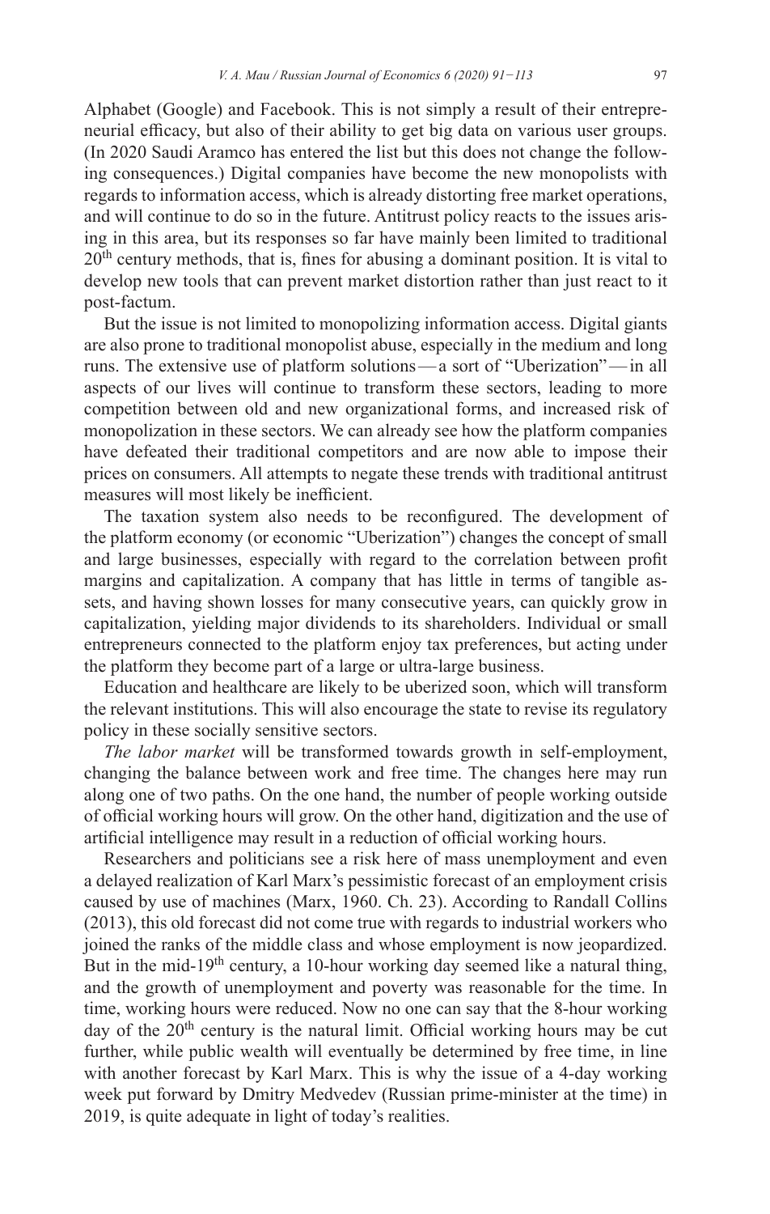Alphabet (Google) and Facebook. This is not simply a result of their entrepreneurial efficacy, but also of their ability to get big data on various user groups. (In 2020 Saudi Aramco has entered the list but this does not change the following consequences.) Digital companies have become the new monopolists with regards to information access, which is already distorting free market operations, and will continue to do so in the future. Antitrust policy reacts to the issues arising in this area, but its responses so far have mainly been limited to traditional 20th century methods, that is, fines for abusing a dominant position. It is vital to develop new tools that can prevent market distortion rather than just react to it post-factum.

But the issue is not limited to monopolizing information access. Digital giants are also prone to traditional monopolist abuse, especially in the medium and long runs. The extensive use of platform solutions — a sort of "Uberization" — in all aspects of our lives will continue to transform these sectors, leading to more competition between old and new organizational forms, and increased risk of monopolization in these sectors. We can already see how the platform companies have defeated their traditional competitors and are now able to impose their prices on consumers. All attempts to negate these trends with traditional antitrust measures will most likely be inefficient.

The taxation system also needs to be reconfigured. The development of the platform economy (or economic "Uberization") changes the concept of small and large businesses, especially with regard to the correlation between profit margins and capitalization. A company that has little in terms of tangible assets, and having shown losses for many consecutive years, can quickly grow in capitalization, yielding major dividends to its shareholders. Individual or small entrepreneurs connected to the platform enjoy tax preferences, but acting under the platform they become part of a large or ultra-large business.

Education and healthcare are likely to be uberized soon, which will transform the relevant institutions. This will also encourage the state to revise its regulatory policy in these socially sensitive sectors.

*The labor market* will be transformed towards growth in self-employment, changing the balance between work and free time. The changes here may run along one of two paths. On the one hand, the number of people working outside of official working hours will grow. On the other hand, digitization and the use of artificial intelligence may result in a reduction of official working hours.

Researchers and politicians see a risk here of mass unemployment and even a delayed realization of Karl Marx's pessimistic forecast of an employment crisis caused by use of machines (Marx, 1960. Ch. 23). According to Randall Collins (2013), this old forecast did not come true with regards to industrial workers who joined the ranks of the middle class and whose employment is now jeopardized. But in the mid-19th century, a 10-hour working day seemed like a natural thing, and the growth of unemployment and poverty was reasonable for the time. In time, working hours were reduced. Now no one can say that the 8-hour working day of the 20th century is the natural limit. Official working hours may be cut further, while public wealth will eventually be determined by free time, in line with another forecast by Karl Marx. This is why the issue of a 4-day working week put forward by Dmitry Medvedev (Russian prime-minister at the time) in 2019, is quite adequate in light of today's realities.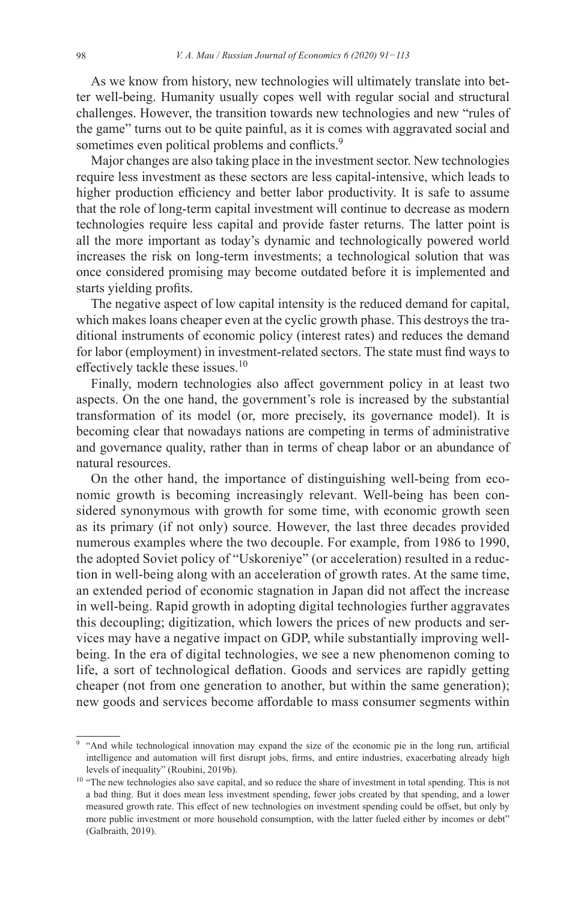As we know from history, new technologies will ultimately translate into better well-being. Humanity usually copes well with regular social and structural challenges. However, the transition towards new technologies and new "rules of the game" turns out to be quite painful, as it is comes with aggravated social and sometimes even political problems and conflicts.[9]

Major changes are also taking place in the investment sector. New technologies require less investment as these sectors are less capital-intensive, which leads to higher production efficiency and better labor productivity. It is safe to assume that the role of long-term capital investment will continue to decrease as modern technologies require less capital and provide faster returns. The latter point is all the more important as today's dynamic and technologically powered world increases the risk on long-term investments; a technological solution that was once considered promising may become outdated before it is implemented and starts yielding profits.

The negative aspect of low capital intensity is the reduced demand for capital, which makes loans cheaper even at the cyclic growth phase. This destroys the traditional instruments of economic policy (interest rates) and reduces the demand for labor (employment) in investment-related sectors. The state must find ways to effectively tackle these issues.[10]

Finally, modern technologies also affect government policy in at least two aspects. On the one hand, the government's role is increased by the substantial transformation of its model (or, more precisely, its governance model). It is becoming clear that nowadays nations are competing in terms of administrative and governance quality, rather than in terms of cheap labor or an abundance of natural resources.

On the other hand, the importance of distinguishing well-being from economic growth is becoming increasingly relevant. Well-being has been considered synonymous with growth for some time, with economic growth seen as its primary (if not only) source. However, the last three decades provided numerous examples where the two decouple. For example, from 1986 to 1990, the adopted Soviet policy of "Uskoreniye" (or acceleration) resulted in a reduction in well-being along with an acceleration of growth rates. At the same time, an extended period of economic stagnation in Japan did not affect the increase in well-being. Rapid growth in adopting digital technologies further aggravates this decoupling; digitization, which lowers the prices of new products and services may have a negative impact on GDP, while substantially improving well-being. In the era of digital technologies, we see a new phenomenon coming to life, a sort of technological deflation. Goods and services are rapidly getting cheaper (not from one generation to another, but within the same generation); new goods and services become affordable to mass consumer segments within

---

[9] "And while technological innovation may expand the size of the economic pie in the long run, artificial intelligence and automation will first disrupt jobs, firms, and entire industries, exacerbating already high levels of inequality" (Roubini, 2019b).

[10] "The new technologies also save capital, and so reduce the share of investment in total spending. This is not a bad thing. But it does mean less investment spending, fewer jobs created by that spending, and a lower measured growth rate. This effect of new technologies on investment spending could be offset, but only by more public investment or more household consumption, with the latter fueled either by incomes or debt" (Galbraith, 2019).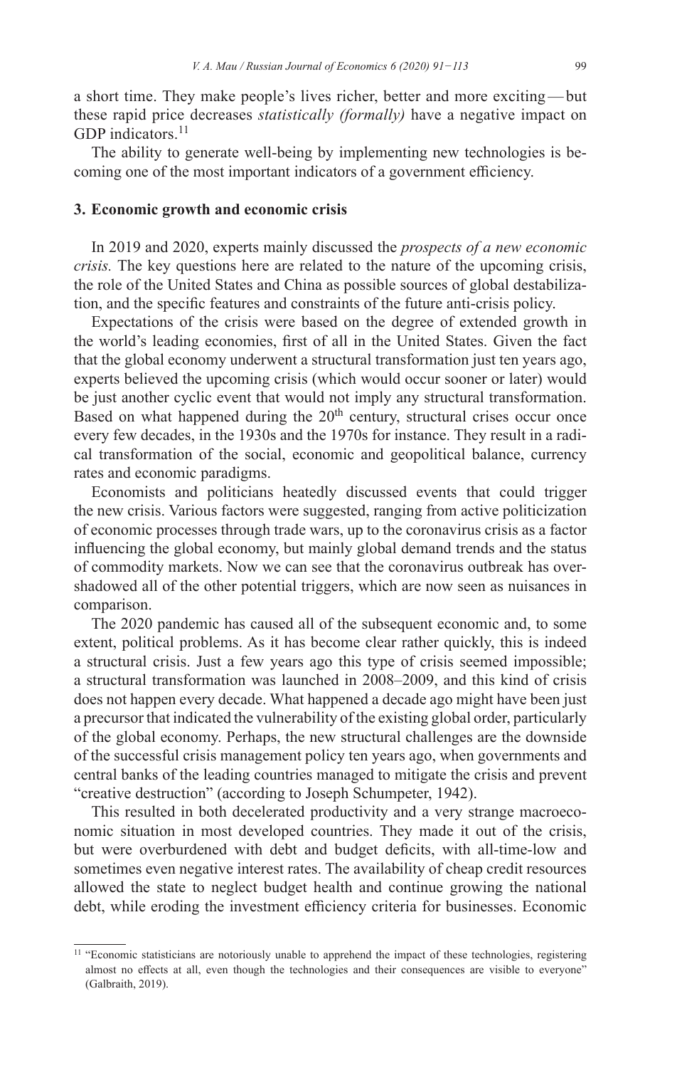a short time. They make people's lives richer, better and more exciting — but these rapid price decreases *statistically (formally)* have a negative impact on GDP indicators.[11]

The ability to generate well-being by implementing new technologies is becoming one of the most important indicators of a government efficiency.

## 3. Economic growth and economic crisis

In 2019 and 2020, experts mainly discussed the *prospects of a new economic crisis.* The key questions here are related to the nature of the upcoming crisis, the role of the United States and China as possible sources of global destabilization, and the specific features and constraints of the future anti-crisis policy.

Expectations of the crisis were based on the degree of extended growth in the world's leading economies, first of all in the United States. Given the fact that the global economy underwent a structural transformation just ten years ago, experts believed the upcoming crisis (which would occur sooner or later) would be just another cyclic event that would not imply any structural transformation. Based on what happened during the 20th century, structural crises occur once every few decades, in the 1930s and the 1970s for instance. They result in a radical transformation of the social, economic and geopolitical balance, currency rates and economic paradigms.

Economists and politicians heatedly discussed events that could trigger the new crisis. Various factors were suggested, ranging from active politicization of economic processes through trade wars, up to the coronavirus crisis as a factor influencing the global economy, but mainly global demand trends and the status of commodity markets. Now we can see that the coronavirus outbreak has overshadowed all of the other potential triggers, which are now seen as nuisances in comparison.

The 2020 pandemic has caused all of the subsequent economic and, to some extent, political problems. As it has become clear rather quickly, this is indeed a structural crisis. Just a few years ago this type of crisis seemed impossible; a structural transformation was launched in 2008–2009, and this kind of crisis does not happen every decade. What happened a decade ago might have been just a precursor that indicated the vulnerability of the existing global order, particularly of the global economy. Perhaps, the new structural challenges are the downside of the successful crisis management policy ten years ago, when governments and central banks of the leading countries managed to mitigate the crisis and prevent "creative destruction" (according to Joseph Schumpeter, 1942).

This resulted in both decelerated productivity and a very strange macroeconomic situation in most developed countries. They made it out of the crisis, but were overburdened with debt and budget deficits, with all-time-low and sometimes even negative interest rates. The availability of cheap credit resources allowed the state to neglect budget health and continue growing the national debt, while eroding the investment efficiency criteria for businesses. Economic

---

[11] "Economic statisticians are notoriously unable to apprehend the impact of these technologies, registering almost no effects at all, even though the technologies and their consequences are visible to everyone" (Galbraith, 2019).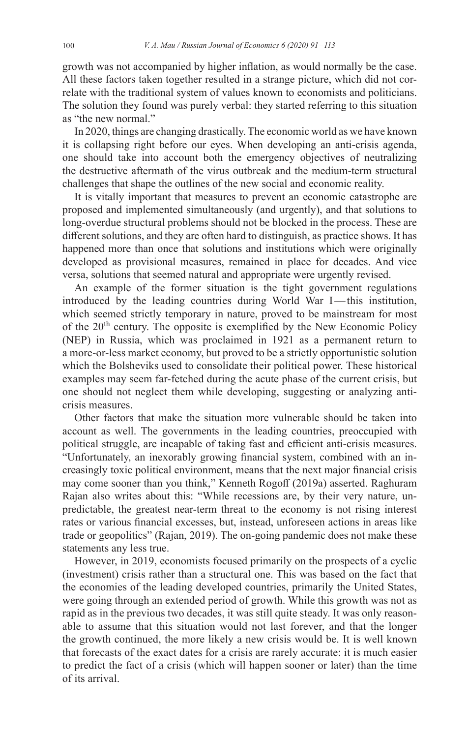growth was not accompanied by higher inflation, as would normally be the case. All these factors taken together resulted in a strange picture, which did not correlate with the traditional system of values known to economists and politicians. The solution they found was purely verbal: they started referring to this situation as "the new normal."

In 2020, things are changing drastically. The economic world as we have known it is collapsing right before our eyes. When developing an anti-crisis agenda, one should take into account both the emergency objectives of neutralizing the destructive aftermath of the virus outbreak and the medium-term structural challenges that shape the outlines of the new social and economic reality.

It is vitally important that measures to prevent an economic catastrophe are proposed and implemented simultaneously (and urgently), and that solutions to long-overdue structural problems should not be blocked in the process. These are different solutions, and they are often hard to distinguish, as practice shows. It has happened more than once that solutions and institutions which were originally developed as provisional measures, remained in place for decades. And vice versa, solutions that seemed natural and appropriate were urgently revised.

An example of the former situation is the tight government regulations introduced by the leading countries during World War I—this institution, which seemed strictly temporary in nature, proved to be mainstream for most of the 20th century. The opposite is exemplified by the New Economic Policy (NEP) in Russia, which was proclaimed in 1921 as a permanent return to a more-or-less market economy, but proved to be a strictly opportunistic solution which the Bolsheviks used to consolidate their political power. These historical examples may seem far-fetched during the acute phase of the current crisis, but one should not neglect them while developing, suggesting or analyzing anti-crisis measures.

Other factors that make the situation more vulnerable should be taken into account as well. The governments in the leading countries, preoccupied with political struggle, are incapable of taking fast and efficient anti-crisis measures. "Unfortunately, an inexorably growing financial system, combined with an increasingly toxic political environment, means that the next major financial crisis may come sooner than you think," Kenneth Rogoff (2019a) asserted. Raghuram Rajan also writes about this: "While recessions are, by their very nature, unpredictable, the greatest near-term threat to the economy is not rising interest rates or various financial excesses, but, instead, unforeseen actions in areas like trade or geopolitics" (Rajan, 2019). The on-going pandemic does not make these statements any less true.

However, in 2019, economists focused primarily on the prospects of a cyclic (investment) crisis rather than a structural one. This was based on the fact that the economies of the leading developed countries, primarily the United States, were going through an extended period of growth. While this growth was not as rapid as in the previous two decades, it was still quite steady. It was only reasonable to assume that this situation would not last forever, and that the longer the growth continued, the more likely a new crisis would be. It is well known that forecasts of the exact dates for a crisis are rarely accurate: it is much easier to predict the fact of a crisis (which will happen sooner or later) than the time of its arrival.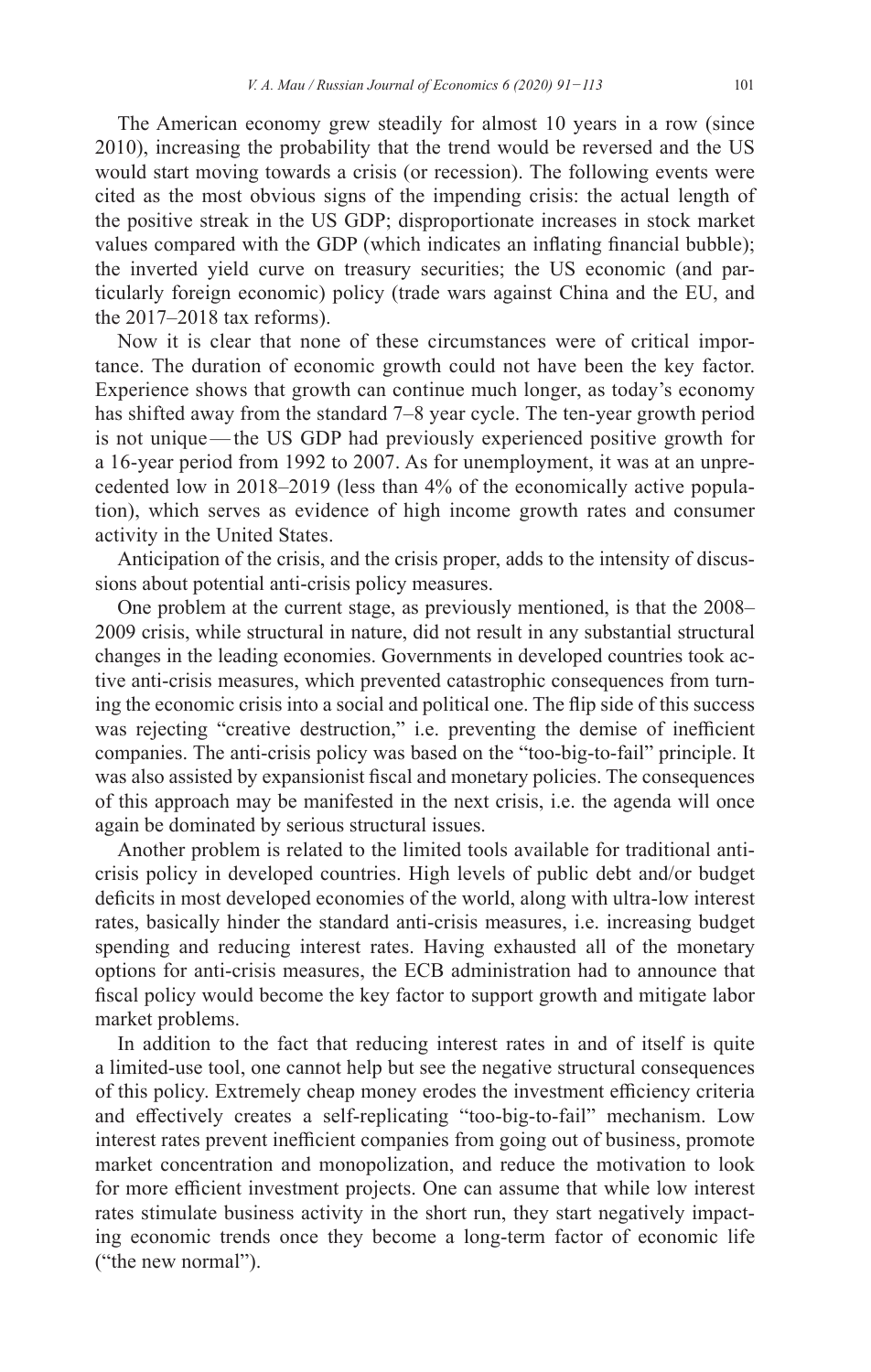The American economy grew steadily for almost 10 years in a row (since 2010), increasing the probability that the trend would be reversed and the US would start moving towards a crisis (or recession). The following events were cited as the most obvious signs of the impending crisis: the actual length of the positive streak in the US GDP; disproportionate increases in stock market values compared with the GDP (which indicates an inflating financial bubble); the inverted yield curve on treasury securities; the US economic (and particularly foreign economic) policy (trade wars against China and the EU, and the 2017–2018 tax reforms).

Now it is clear that none of these circumstances were of critical importance. The duration of economic growth could not have been the key factor. Experience shows that growth can continue much longer, as today's economy has shifted away from the standard 7–8 year cycle. The ten-year growth period is not unique — the US GDP had previously experienced positive growth for a 16-year period from 1992 to 2007. As for unemployment, it was at an unprecedented low in 2018–2019 (less than 4% of the economically active population), which serves as evidence of high income growth rates and consumer activity in the United States.

Anticipation of the crisis, and the crisis proper, adds to the intensity of discussions about potential anti-crisis policy measures.

One problem at the current stage, as previously mentioned, is that the 2008–2009 crisis, while structural in nature, did not result in any substantial structural changes in the leading economies. Governments in developed countries took active anti-crisis measures, which prevented catastrophic consequences from turning the economic crisis into a social and political one. The flip side of this success was rejecting "creative destruction," i.e. preventing the demise of inefficient companies. The anti-crisis policy was based on the "too-big-to-fail" principle. It was also assisted by expansionist fiscal and monetary policies. The consequences of this approach may be manifested in the next crisis, i.e. the agenda will once again be dominated by serious structural issues.

Another problem is related to the limited tools available for traditional anti-crisis policy in developed countries. High levels of public debt and/or budget deficits in most developed economies of the world, along with ultra-low interest rates, basically hinder the standard anti-crisis measures, i.e. increasing budget spending and reducing interest rates. Having exhausted all of the monetary options for anti-crisis measures, the ECB administration had to announce that fiscal policy would become the key factor to support growth and mitigate labor market problems.

In addition to the fact that reducing interest rates in and of itself is quite a limited-use tool, one cannot help but see the negative structural consequences of this policy. Extremely cheap money erodes the investment efficiency criteria and effectively creates a self-replicating "too-big-to-fail" mechanism. Low interest rates prevent inefficient companies from going out of business, promote market concentration and monopolization, and reduce the motivation to look for more efficient investment projects. One can assume that while low interest rates stimulate business activity in the short run, they start negatively impacting economic trends once they become a long-term factor of economic life ("the new normal").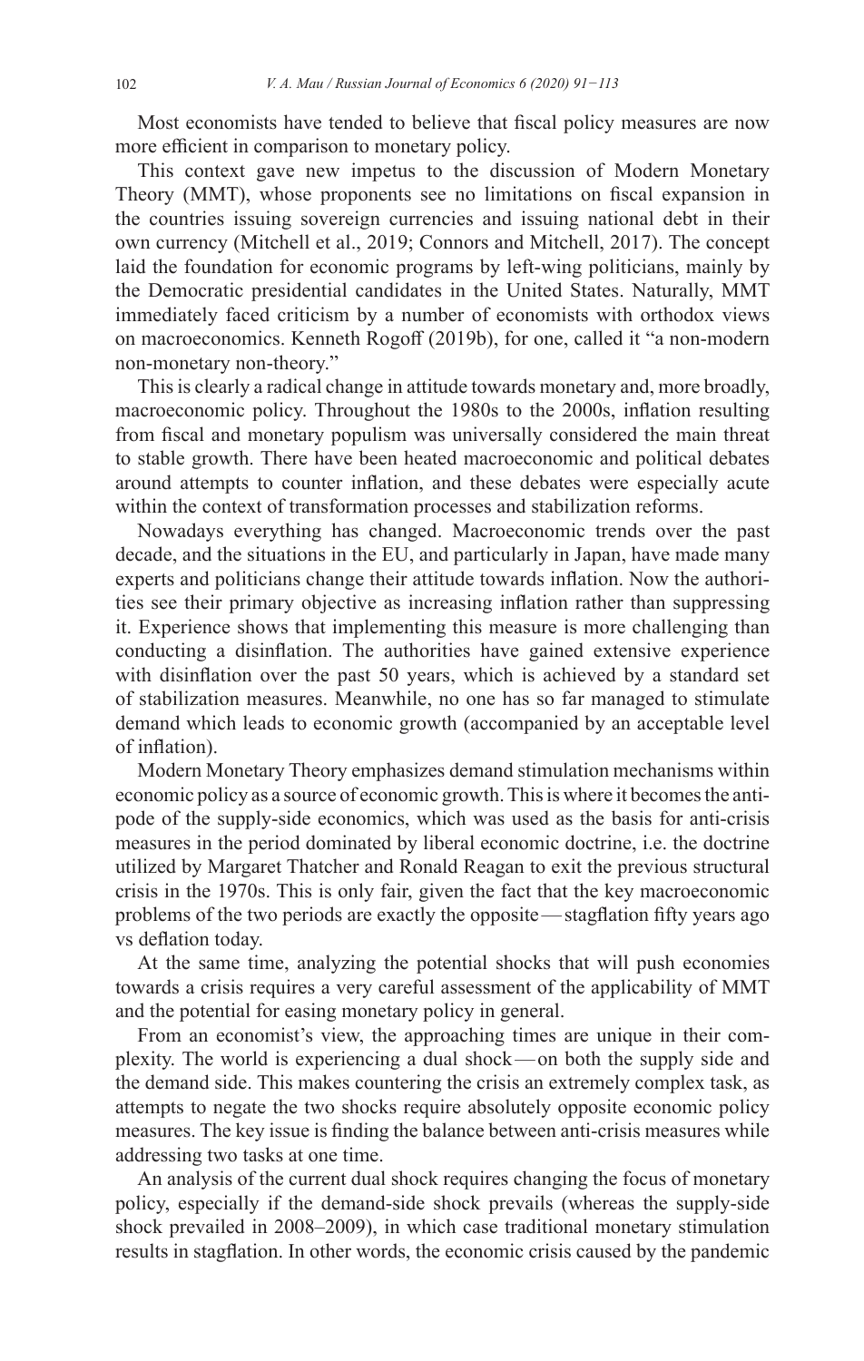Most economists have tended to believe that fiscal policy measures are now more efficient in comparison to monetary policy.

This context gave new impetus to the discussion of Modern Monetary Theory (MMT), whose proponents see no limitations on fiscal expansion in the countries issuing sovereign currencies and issuing national debt in their own currency (Mitchell et al., 2019; Connors and Mitchell, 2017). The concept laid the foundation for economic programs by left-wing politicians, mainly by the Democratic presidential candidates in the United States. Naturally, MMT immediately faced criticism by a number of economists with orthodox views on macroeconomics. Kenneth Rogoff (2019b), for one, called it "a non-modern non-monetary non-theory."

This is clearly a radical change in attitude towards monetary and, more broadly, macroeconomic policy. Throughout the 1980s to the 2000s, inflation resulting from fiscal and monetary populism was universally considered the main threat to stable growth. There have been heated macroeconomic and political debates around attempts to counter inflation, and these debates were especially acute within the context of transformation processes and stabilization reforms.

Nowadays everything has changed. Macroeconomic trends over the past decade, and the situations in the EU, and particularly in Japan, have made many experts and politicians change their attitude towards inflation. Now the authorities see their primary objective as increasing inflation rather than suppressing it. Experience shows that implementing this measure is more challenging than conducting a disinflation. The authorities have gained extensive experience with disinflation over the past 50 years, which is achieved by a standard set of stabilization measures. Meanwhile, no one has so far managed to stimulate demand which leads to economic growth (accompanied by an acceptable level of inflation).

Modern Monetary Theory emphasizes demand stimulation mechanisms within economic policy as a source of economic growth. This is where it becomes the antipode of the supply-side economics, which was used as the basis for anti-crisis measures in the period dominated by liberal economic doctrine, i.e. the doctrine utilized by Margaret Thatcher and Ronald Reagan to exit the previous structural crisis in the 1970s. This is only fair, given the fact that the key macroeconomic problems of the two periods are exactly the opposite — stagflation fifty years ago vs deflation today.

At the same time, analyzing the potential shocks that will push economies towards a crisis requires a very careful assessment of the applicability of MMT and the potential for easing monetary policy in general.

From an economist's view, the approaching times are unique in their complexity. The world is experiencing a dual shock — on both the supply side and the demand side. This makes countering the crisis an extremely complex task, as attempts to negate the two shocks require absolutely opposite economic policy measures. The key issue is finding the balance between anti-crisis measures while addressing two tasks at one time.

An analysis of the current dual shock requires changing the focus of monetary policy, especially if the demand-side shock prevails (whereas the supply-side shock prevailed in 2008–2009), in which case traditional monetary stimulation results in stagflation. In other words, the economic crisis caused by the pandemic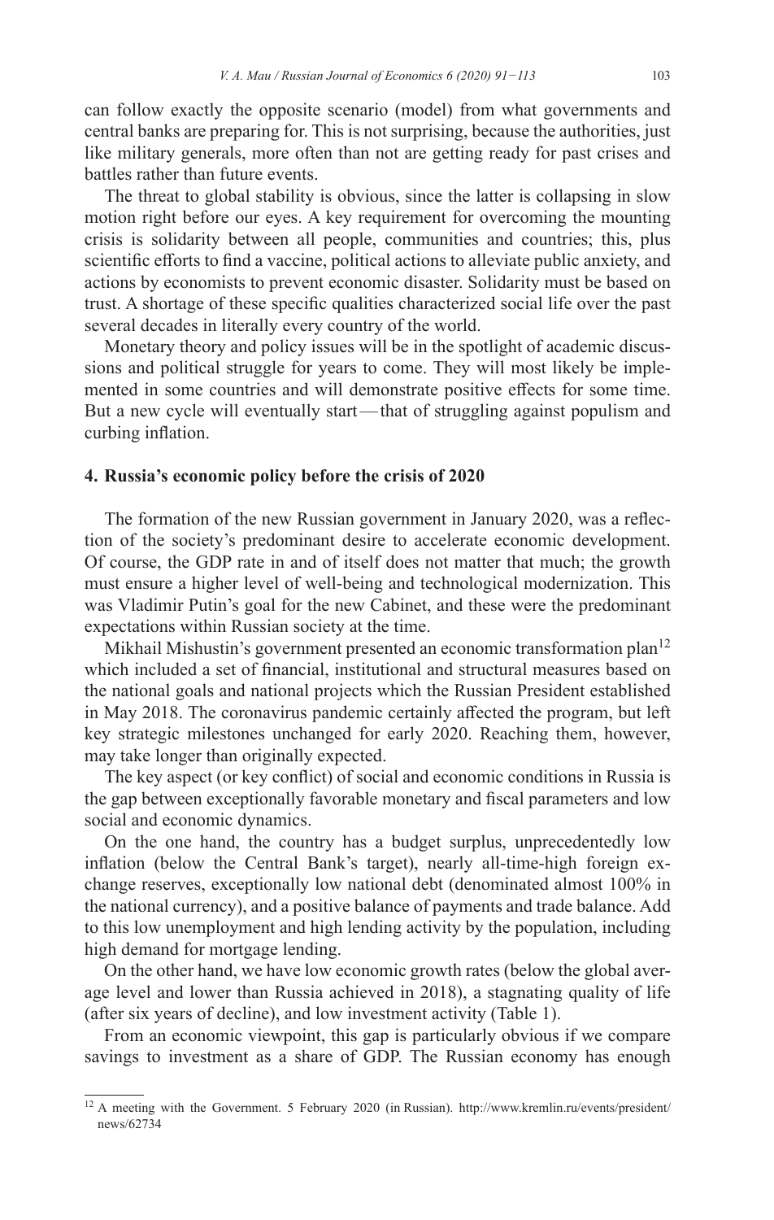can follow exactly the opposite scenario (model) from what governments and central banks are preparing for. This is not surprising, because the authorities, just like military generals, more often than not are getting ready for past crises and battles rather than future events.

The threat to global stability is obvious, since the latter is collapsing in slow motion right before our eyes. A key requirement for overcoming the mounting crisis is solidarity between all people, communities and countries; this, plus scientific efforts to find a vaccine, political actions to alleviate public anxiety, and actions by economists to prevent economic disaster. Solidarity must be based on trust. A shortage of these specific qualities characterized social life over the past several decades in literally every country of the world.

Monetary theory and policy issues will be in the spotlight of academic discussions and political struggle for years to come. They will most likely be implemented in some countries and will demonstrate positive effects for some time. But a new cycle will eventually start — that of struggling against populism and curbing inflation.

## 4. Russia's economic policy before the crisis of 2020

The formation of the new Russian government in January 2020, was a reflection of the society's predominant desire to accelerate economic development. Of course, the GDP rate in and of itself does not matter that much; the growth must ensure a higher level of well-being and technological modernization. This was Vladimir Putin's goal for the new Cabinet, and these were the predominant expectations within Russian society at the time.

Mikhail Mishustin's government presented an economic transformation plan[12] which included a set of financial, institutional and structural measures based on the national goals and national projects which the Russian President established in May 2018. The coronavirus pandemic certainly affected the program, but left key strategic milestones unchanged for early 2020. Reaching them, however, may take longer than originally expected.

The key aspect (or key conflict) of social and economic conditions in Russia is the gap between exceptionally favorable monetary and fiscal parameters and low social and economic dynamics.

On the one hand, the country has a budget surplus, unprecedentedly low inflation (below the Central Bank's target), nearly all-time-high foreign exchange reserves, exceptionally low national debt (denominated almost 100% in the national currency), and a positive balance of payments and trade balance. Add to this low unemployment and high lending activity by the population, including high demand for mortgage lending.

On the other hand, we have low economic growth rates (below the global average level and lower than Russia achieved in 2018), a stagnating quality of life (after six years of decline), and low investment activity (Table 1).

From an economic viewpoint, this gap is particularly obvious if we compare savings to investment as a share of GDP. The Russian economy has enough

---

[12] A meeting with the Government. 5 February 2020 (in Russian). http://www.kremlin.ru/events/president/news/62734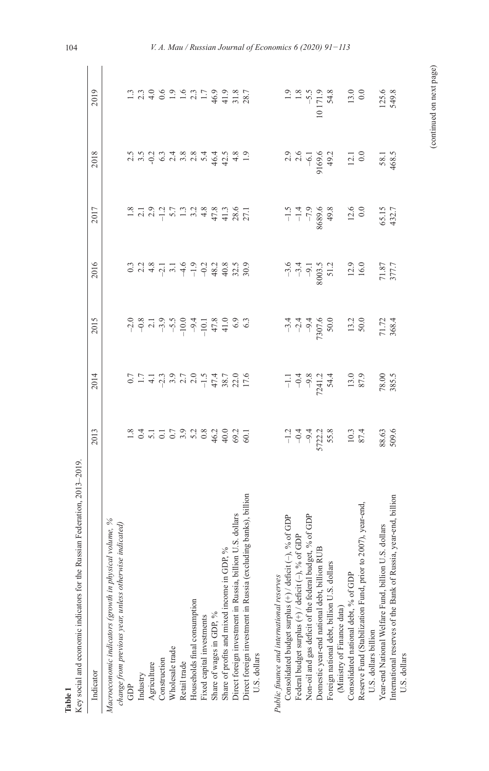**Table 1**

Key social and economic indicators for the Russian Federation, 2013–2019.

| Indicator | 2013 | 2014 | 2015 | 2016 | 2017 | 2018 | 2019 |
|---|---|---|---|---|---|---|---|
| *Macroeconomic indicators (growth in physical volume, % change from previous year, unless otherwise indicated)* | | | | | | | |
| GDP | 1.8 | 0.7 | −2.0 | 0.3 | 1.8 | 2.5 | 1.3 |
| Industry | 0.4 | 1.7 | −0.8 | 2.2 | 2.1 | 3.5 | 2.3 |
| Agriculture | 5.1 | 4.1 | 2.1 | 4.8 | 2.9 | -0.2 | 4.0 |
| Construction | 0.1 | −2.3 | −3.9 | −2.1 | −1.2 | 6.3 | 0.6 |
| Wholesale trade | 0.7 | 3.9 | −5.5 | 3.1 | 5.7 | 2.4 | 1.9 |
| Retail trade | 3.9 | 2.7 | −10.0 | −4.6 | 1.3 | 3.8 | 1.6 |
| Households final consumption | 5.2 | 2.0 | −9.4 | −1.9 | 3.2 | 2.8 | 2.3 |
| Fixed capital investments | 0.8 | −1.5 | −10.1 | −0.2 | 4.8 | 5.4 | 1.7 |
| Share of wages in GDP, % | 46.2 | 47.4 | 47.8 | 48.2 | 47.8 | 46.4 | 46.9 |
| Share of profits and mixed income in GDP, % | 40.0 | 38.7 | 41.0 | 40.8 | 41.3 | 42.5 | 41.9 |
| Direct foreign investment in Russia, billion U.S. dollars | 69.2 | 22.0 | 6.9 | 32.5 | 28.6 | 4.8 | 31.8 |
| Direct foreign investment in Russia (excluding banks), billion U.S. dollars | 60.1 | 17.6 | 6.3 | 30.9 | 27.1 | 1.9 | 28.7 |
| *Public finance and international reserves* | | | | | | | |
| Consolidated budget surplus (+) / deficit (−), % of GDP | −1.2 | −1.1 | −3.4 | −3.6 | −1.5 | 2.9 | 1.9 |
| Federal budget surplus (+) / deficit (−), % of GDP | −0.4 | −0.4 | −2.4 | −3.4 | −1.4 | 2.6 | 1.8 |
| Non-oil and gas deficit of the federal budget, % of GDP | −9.4 | −9.8 | −9.4 | −9.1 | −7.9 | −6.1 | −5.5 |
| Domestic year-end national debt, billion RUB | 5722.2 | 7241.2 | 7307.6 | 8003.5 | 8689.6 | 9169.6 | 10 171.9 |
| Foreign national debt, billion U.S. dollars (Ministry of Finance data) | 55.8 | 54.4 | 50.0 | 51.2 | 49.8 | 49.2 | 54.8 |
| Consolidated national debt, % of GDP | 10.3 | 13.0 | 13.2 | 12.9 | 12.6 | 12.1 | 13.0 |
| Reserve Fund (Stabilization Fund, prior to 2007), year-end, U.S. dollars billion | 87.4 | 87.9 | 50.0 | 16.0 | 0.0 | 0.0 | 0.0 |
| Year-end National Welfare Fund, billion U.S. dollars | 88.63 | 78.00 | 71.72 | 71.87 | 65.15 | 58.1 | 125.6 |
| International reserves of the Bank of Russia, year-end, billion U.S. dollars | 509.6 | 385.5 | 368.4 | 377.7 | 432.7 | 468.5 | 549.8 |

(continued on next page)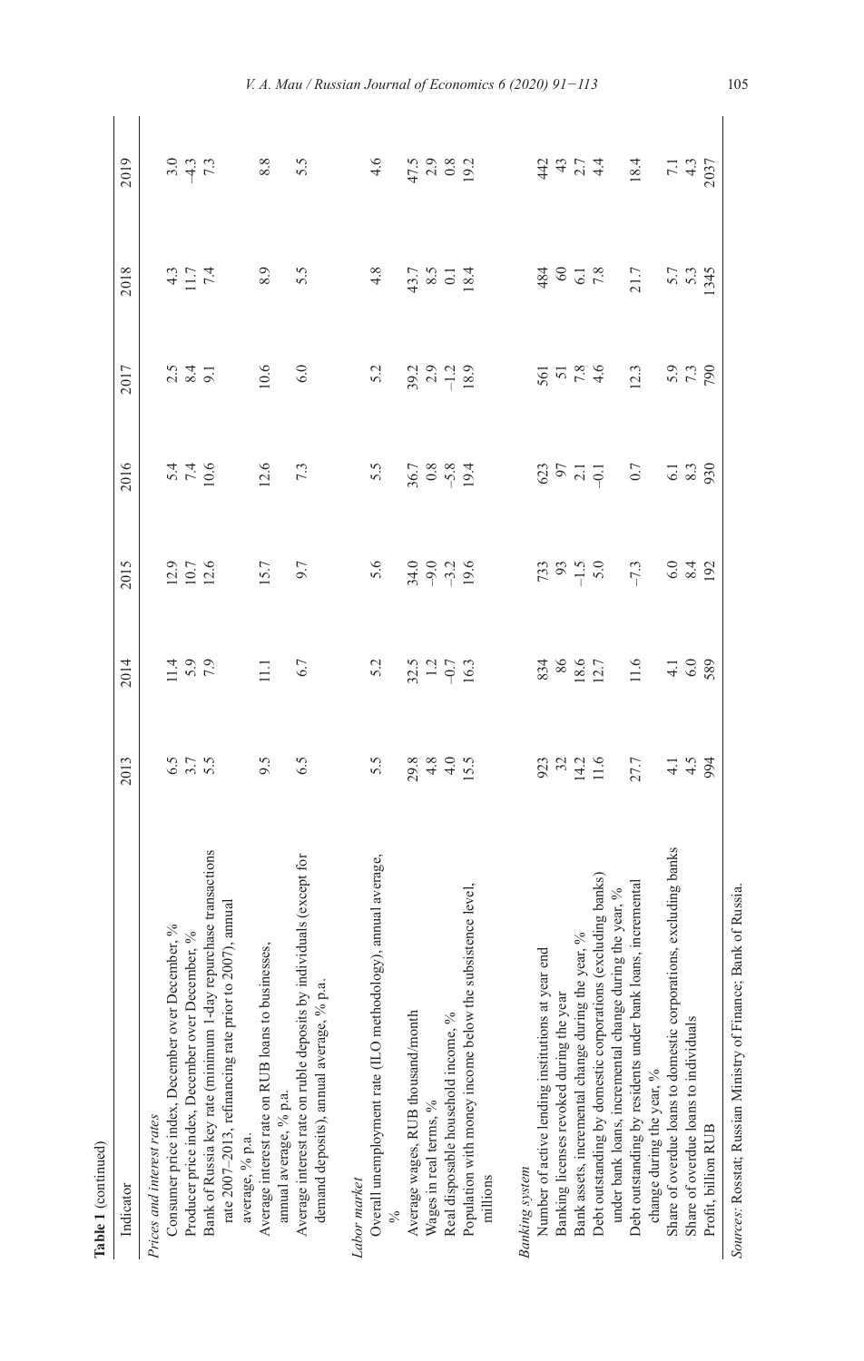**Table 1** (continued)

| Indicator | 2013 | 2014 | 2015 | 2016 | 2017 | 2018 | 2019 |
|---|---|---|---|---|---|---|---|
| *Prices and interest rates* | | | | | | | |
| Consumer price index, December over December, % | 6.5 | 11.4 | 12.9 | 5.4 | 2.5 | 4.3 | 3.0 |
| Producer price index, December over December, % | 3.7 | 5.9 | 10.7 | 7.4 | 8.4 | 11.7 | –4.3 |
| Bank of Russia key rate (minimum 1-day repurchase transactions rate 2007–2013, refinancing rate prior to 2007), annual average, % p.a. | 5.5 | 7.9 | 12.6 | 10.6 | 9.1 | 7.4 | 7.3 |
| Average interest rate on RUB loans to businesses, annual average, % p.a. | 9.5 | 11.1 | 15.7 | 12.6 | 10.6 | 8.9 | 8.8 |
| Average interest rate on ruble deposits by individuals (except for demand deposits), annual average, % p.a. | 6.5 | 6.7 | 9.7 | 7.3 | 6.0 | 5.5 | 5.5 |
| *Labor market* | | | | | | | |
| Overall unemployment rate (ILO methodology), annual average, % | 5.5 | 5.2 | 5.6 | 5.5 | 5.2 | 4.8 | 4.6 |
| Average wages, RUB thousand/month | 29.8 | 32.5 | 34.0 | 36.7 | 39.2 | 43.7 | 47.5 |
| Wages in real terms, % | 4.8 | 1.2 | –9.0 | 0.8 | 2.9 | 8.5 | 2.9 |
| Real disposable household income, % | 4.0 | –0.7 | –3.2 | –5.8 | –1.2 | 0.1 | 0.8 |
| Population with money income below the subsistence level, millions | 15.5 | 16.3 | 19.6 | 19.4 | 18.9 | 18.4 | 19.2 |
| *Banking system* | | | | | | | |
| Number of active lending institutions at year end | 923 | 834 | 733 | 623 | 561 | 484 | 442 |
| Banking licenses revoked during the year | 32 | 86 | 93 | 97 | 51 | 60 | 43 |
| Bank assets, incremental change during the year, % | 14.2 | 18.6 | –1.5 | 2.1 | 7.8 | 6.1 | 2.7 |
| Debt outstanding by domestic corporations (excluding banks) under bank loans, incremental change during the year, % | 11.6 | 12.7 | 5.0 | –0.1 | 4.6 | 7.8 | 4.4 |
| Debt outstanding by residents under bank loans, incremental change during the year, % | 27.7 | 11.6 | –7.3 | 0.7 | 12.3 | 21.7 | 18.4 |
| Share of overdue loans to domestic corporations, excluding banks | 4.1 | 4.1 | 6.0 | 6.1 | 5.9 | 5.7 | 7.1 |
| Share of overdue loans to individuals | 4.5 | 6.0 | 8.4 | 8.3 | 7.3 | 5.3 | 4.3 |
| Profit, billion RUB | 994 | 589 | 192 | 930 | 790 | 1345 | 2037 |

*Sources*: Rosstat; Russian Ministry of Finance; Bank of Russia.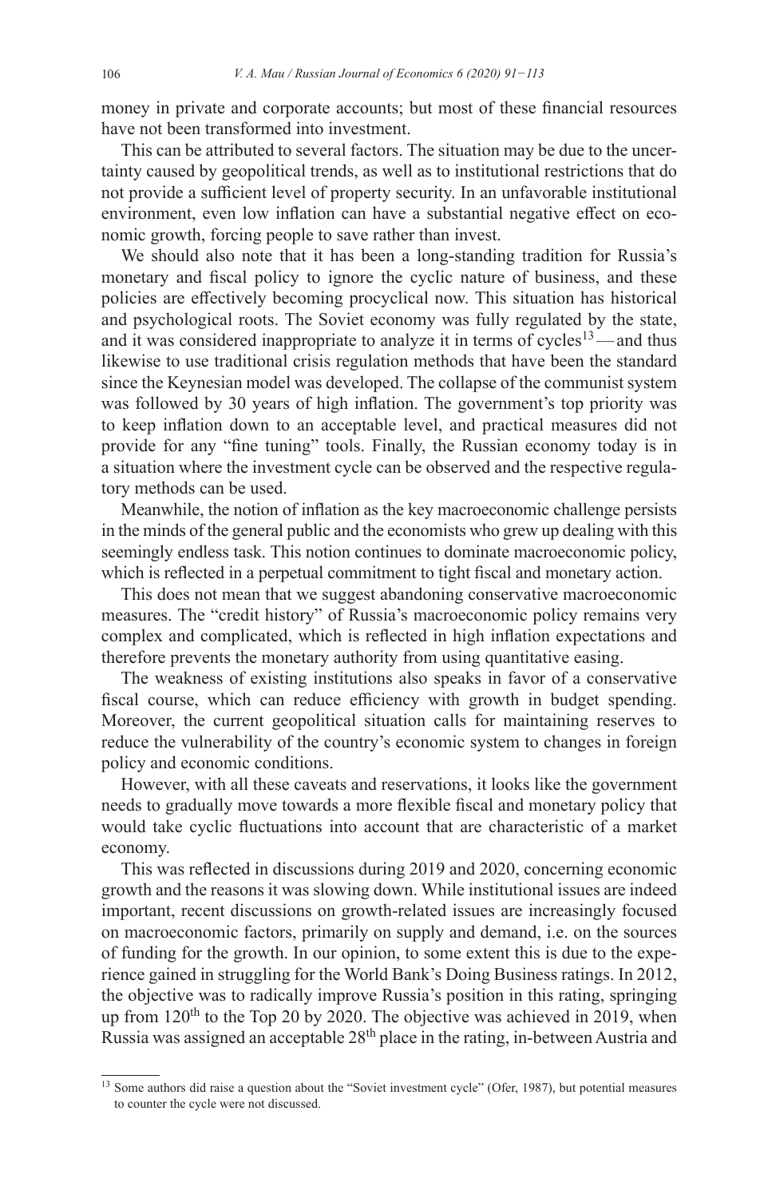money in private and corporate accounts; but most of these financial resources have not been transformed into investment.

This can be attributed to several factors. The situation may be due to the uncertainty caused by geopolitical trends, as well as to institutional restrictions that do not provide a sufficient level of property security. In an unfavorable institutional environment, even low inflation can have a substantial negative effect on economic growth, forcing people to save rather than invest.

We should also note that it has been a long-standing tradition for Russia's monetary and fiscal policy to ignore the cyclic nature of business, and these policies are effectively becoming procyclical now. This situation has historical and psychological roots. The Soviet economy was fully regulated by the state, and it was considered inappropriate to analyze it in terms of cycles[13] — and thus likewise to use traditional crisis regulation methods that have been the standard since the Keynesian model was developed. The collapse of the communist system was followed by 30 years of high inflation. The government's top priority was to keep inflation down to an acceptable level, and practical measures did not provide for any "fine tuning" tools. Finally, the Russian economy today is in a situation where the investment cycle can be observed and the respective regulatory methods can be used.

Meanwhile, the notion of inflation as the key macroeconomic challenge persists in the minds of the general public and the economists who grew up dealing with this seemingly endless task. This notion continues to dominate macroeconomic policy, which is reflected in a perpetual commitment to tight fiscal and monetary action.

This does not mean that we suggest abandoning conservative macroeconomic measures. The "credit history" of Russia's macroeconomic policy remains very complex and complicated, which is reflected in high inflation expectations and therefore prevents the monetary authority from using quantitative easing.

The weakness of existing institutions also speaks in favor of a conservative fiscal course, which can reduce efficiency with growth in budget spending. Moreover, the current geopolitical situation calls for maintaining reserves to reduce the vulnerability of the country's economic system to changes in foreign policy and economic conditions.

However, with all these caveats and reservations, it looks like the government needs to gradually move towards a more flexible fiscal and monetary policy that would take cyclic fluctuations into account that are characteristic of a market economy.

This was reflected in discussions during 2019 and 2020, concerning economic growth and the reasons it was slowing down. While institutional issues are indeed important, recent discussions on growth-related issues are increasingly focused on macroeconomic factors, primarily on supply and demand, i.e. on the sources of funding for the growth. In our opinion, to some extent this is due to the experience gained in struggling for the World Bank's Doing Business ratings. In 2012, the objective was to radically improve Russia's position in this rating, springing up from 120th to the Top 20 by 2020. The objective was achieved in 2019, when Russia was assigned an acceptable 28th place in the rating, in-between Austria and

---

[13] Some authors did raise a question about the "Soviet investment cycle" (Ofer, 1987), but potential measures to counter the cycle were not discussed.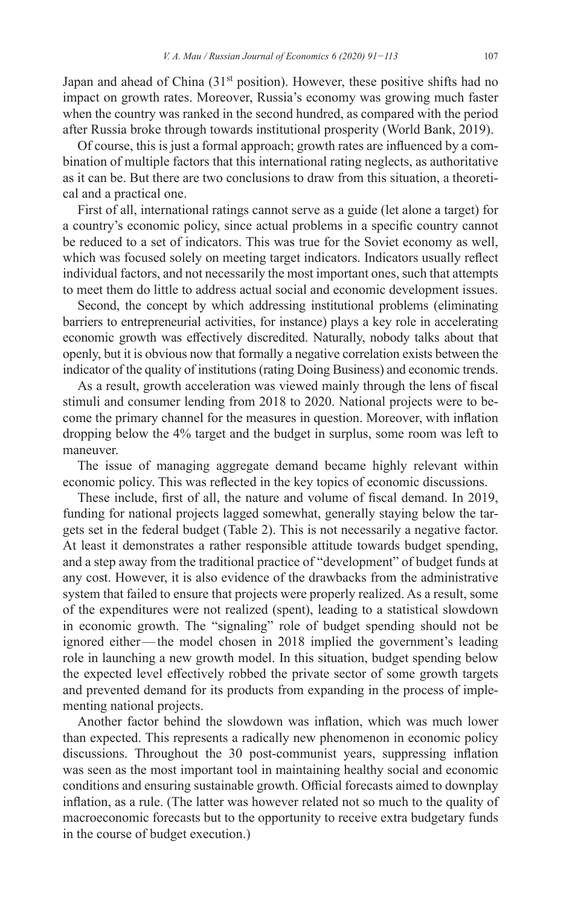Japan and ahead of China (31st position). However, these positive shifts had no impact on growth rates. Moreover, Russia's economy was growing much faster when the country was ranked in the second hundred, as compared with the period after Russia broke through towards institutional prosperity (World Bank, 2019).

Of course, this is just a formal approach; growth rates are influenced by a combination of multiple factors that this international rating neglects, as authoritative as it can be. But there are two conclusions to draw from this situation, a theoretical and a practical one.

First of all, international ratings cannot serve as a guide (let alone a target) for a country's economic policy, since actual problems in a specific country cannot be reduced to a set of indicators. This was true for the Soviet economy as well, which was focused solely on meeting target indicators. Indicators usually reflect individual factors, and not necessarily the most important ones, such that attempts to meet them do little to address actual social and economic development issues.

Second, the concept by which addressing institutional problems (eliminating barriers to entrepreneurial activities, for instance) plays a key role in accelerating economic growth was effectively discredited. Naturally, nobody talks about that openly, but it is obvious now that formally a negative correlation exists between the indicator of the quality of institutions (rating Doing Business) and economic trends.

As a result, growth acceleration was viewed mainly through the lens of fiscal stimuli and consumer lending from 2018 to 2020. National projects were to become the primary channel for the measures in question. Moreover, with inflation dropping below the 4% target and the budget in surplus, some room was left to maneuver.

The issue of managing aggregate demand became highly relevant within economic policy. This was reflected in the key topics of economic discussions.

These include, first of all, the nature and volume of fiscal demand. In 2019, funding for national projects lagged somewhat, generally staying below the targets set in the federal budget (Table 2). This is not necessarily a negative factor. At least it demonstrates a rather responsible attitude towards budget spending, and a step away from the traditional practice of "development" of budget funds at any cost. However, it is also evidence of the drawbacks from the administrative system that failed to ensure that projects were properly realized. As a result, some of the expenditures were not realized (spent), leading to a statistical slowdown in economic growth. The "signaling" role of budget spending should not be ignored either — the model chosen in 2018 implied the government's leading role in launching a new growth model. In this situation, budget spending below the expected level effectively robbed the private sector of some growth targets and prevented demand for its products from expanding in the process of implementing national projects.

Another factor behind the slowdown was inflation, which was much lower than expected. This represents a radically new phenomenon in economic policy discussions. Throughout the 30 post-communist years, suppressing inflation was seen as the most important tool in maintaining healthy social and economic conditions and ensuring sustainable growth. Official forecasts aimed to downplay inflation, as a rule. (The latter was however related not so much to the quality of macroeconomic forecasts but to the opportunity to receive extra budgetary funds in the course of budget execution.)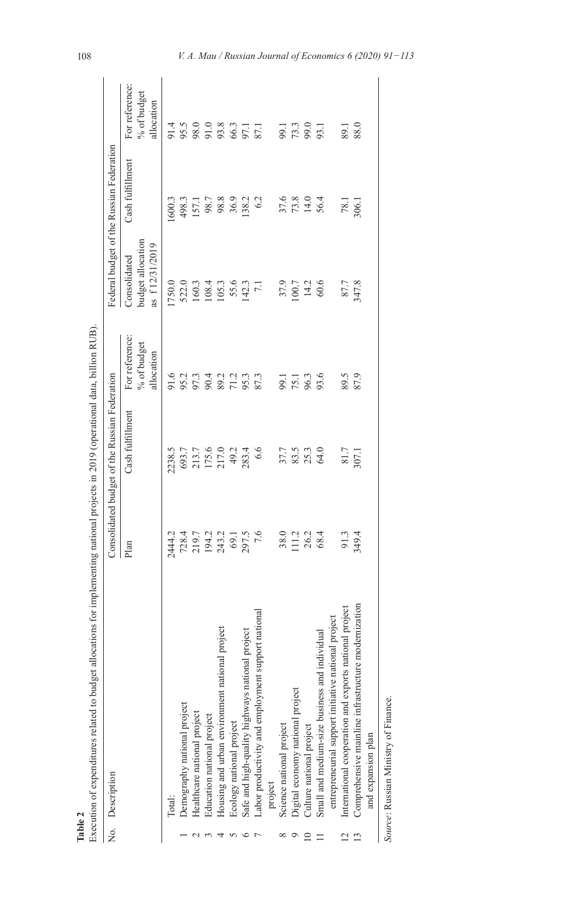**Table 2**

Execution of expenditures related to budget allocations for implementing national projects in 2019 (operational data, billion RUB).

| No. | Description | Consolidated budget of the Russian Federation | | | Federal budget of the Russian Federation | | |
|---|---|---|---|---|---|---|---|
| | | Plan | Cash fulfillment | For reference: % of budget allocation | Consolidated budget allocation as f 12/31/2019 | Cash fulfillment | For reference: % of budget allocation |
| | Total: | 2444.2 | 2238.5 | 91.6 | 1750.0 | 1600.3 | 91.4 |
| 1 | Demography national project | 728.4 | 693.7 | 95.2 | 522.0 | 498.3 | 95.5 |
| 2 | Healthcare national project | 219.7 | 213.7 | 97.3 | 160.3 | 157.1 | 98.0 |
| 3 | Education national project | 194.2 | 175.6 | 90.4 | 108.4 | 98.7 | 91.0 |
| 4 | Housing and urban environment national project | 243.2 | 217.0 | 89.2 | 105.3 | 98.8 | 93.8 |
| 5 | Ecology national project | 69.1 | 49.2 | 71.2 | 55.6 | 36.9 | 66.3 |
| 6 | Safe and high-quality highways national project | 297.5 | 283.4 | 95.3 | 142.3 | 138.2 | 97.1 |
| 7 | Labor productivity and employment support national project | 7.6 | 6.6 | 87.3 | 7.1 | 6.2 | 87.1 |
| 8 | Science national project | 38.0 | 37.7 | 99.1 | 37.9 | 37.6 | 99.1 |
| 9 | Digital economy national project | 111.2 | 83.5 | 75.1 | 100.7 | 73.8 | 73.3 |
| 10 | Culture national project | 26.2 | 25.3 | 96.3 | 14.2 | 14.0 | 99.0 |
| 11 | Small and medium-size business and individual entrepreneurial support initiative national project | 68.4 | 64.0 | 93.6 | 60.6 | 56.4 | 93.1 |
| 12 | International cooperation and exports national project | 91.3 | 81.7 | 89.5 | 87.7 | 78.1 | 89.1 |
| 13 | Comprehensive mainline infrastructure modernization and expansion plan | 349.4 | 307.1 | 87.9 | 347.8 | 306.1 | 88.0 |

*Source*: Russian Ministry of Finance.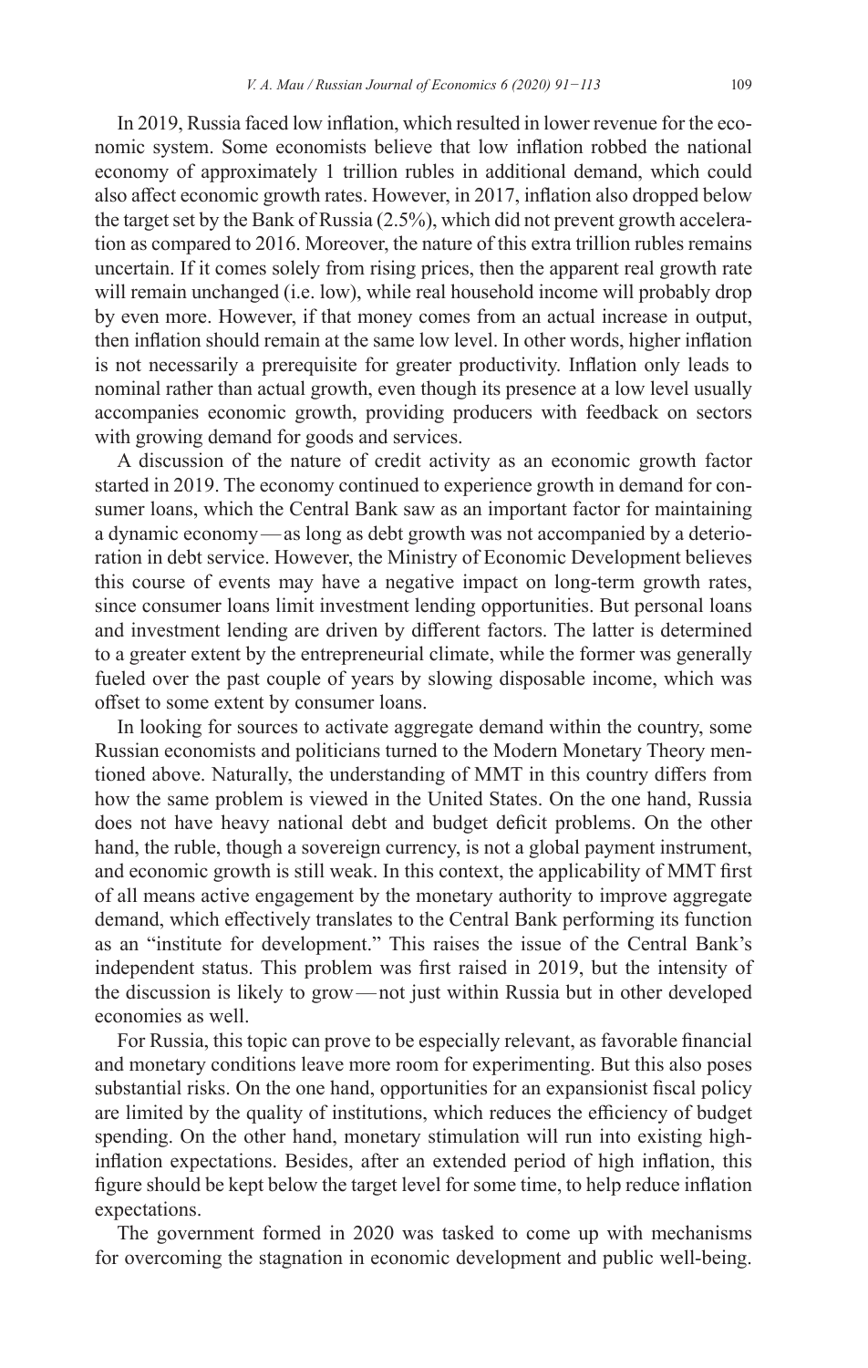In 2019, Russia faced low inflation, which resulted in lower revenue for the economic system. Some economists believe that low inflation robbed the national economy of approximately 1 trillion rubles in additional demand, which could also affect economic growth rates. However, in 2017, inflation also dropped below the target set by the Bank of Russia (2.5%), which did not prevent growth acceleration as compared to 2016. Moreover, the nature of this extra trillion rubles remains uncertain. If it comes solely from rising prices, then the apparent real growth rate will remain unchanged (i.e. low), while real household income will probably drop by even more. However, if that money comes from an actual increase in output, then inflation should remain at the same low level. In other words, higher inflation is not necessarily a prerequisite for greater productivity. Inflation only leads to nominal rather than actual growth, even though its presence at a low level usually accompanies economic growth, providing producers with feedback on sectors with growing demand for goods and services.

A discussion of the nature of credit activity as an economic growth factor started in 2019. The economy continued to experience growth in demand for consumer loans, which the Central Bank saw as an important factor for maintaining a dynamic economy — as long as debt growth was not accompanied by a deterioration in debt service. However, the Ministry of Economic Development believes this course of events may have a negative impact on long-term growth rates, since consumer loans limit investment lending opportunities. But personal loans and investment lending are driven by different factors. The latter is determined to a greater extent by the entrepreneurial climate, while the former was generally fueled over the past couple of years by slowing disposable income, which was offset to some extent by consumer loans.

In looking for sources to activate aggregate demand within the country, some Russian economists and politicians turned to the Modern Monetary Theory mentioned above. Naturally, the understanding of MMT in this country differs from how the same problem is viewed in the United States. On the one hand, Russia does not have heavy national debt and budget deficit problems. On the other hand, the ruble, though a sovereign currency, is not a global payment instrument, and economic growth is still weak. In this context, the applicability of MMT first of all means active engagement by the monetary authority to improve aggregate demand, which effectively translates to the Central Bank performing its function as an "institute for development." This raises the issue of the Central Bank's independent status. This problem was first raised in 2019, but the intensity of the discussion is likely to grow — not just within Russia but in other developed economies as well.

For Russia, this topic can prove to be especially relevant, as favorable financial and monetary conditions leave more room for experimenting. But this also poses substantial risks. On the one hand, opportunities for an expansionist fiscal policy are limited by the quality of institutions, which reduces the efficiency of budget spending. On the other hand, monetary stimulation will run into existing high-inflation expectations. Besides, after an extended period of high inflation, this figure should be kept below the target level for some time, to help reduce inflation expectations.

The government formed in 2020 was tasked to come up with mechanisms for overcoming the stagnation in economic development and public well-being.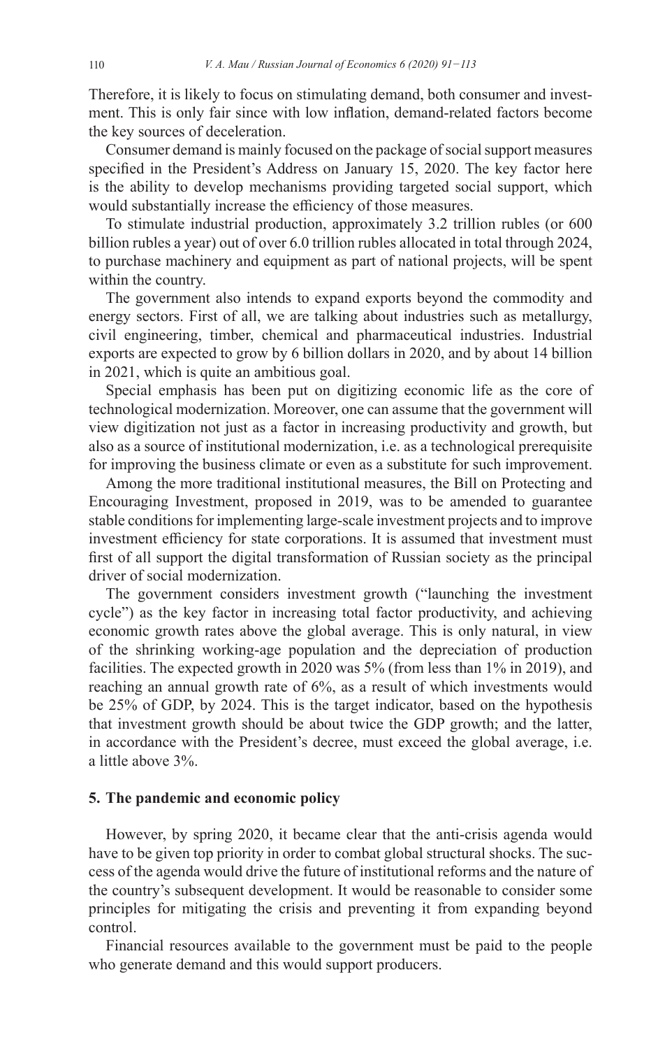Therefore, it is likely to focus on stimulating demand, both consumer and investment. This is only fair since with low inflation, demand-related factors become the key sources of deceleration.

Consumer demand is mainly focused on the package of social support measures specified in the President's Address on January 15, 2020. The key factor here is the ability to develop mechanisms providing targeted social support, which would substantially increase the efficiency of those measures.

To stimulate industrial production, approximately 3.2 trillion rubles (or 600 billion rubles a year) out of over 6.0 trillion rubles allocated in total through 2024, to purchase machinery and equipment as part of national projects, will be spent within the country.

The government also intends to expand exports beyond the commodity and energy sectors. First of all, we are talking about industries such as metallurgy, civil engineering, timber, chemical and pharmaceutical industries. Industrial exports are expected to grow by 6 billion dollars in 2020, and by about 14 billion in 2021, which is quite an ambitious goal.

Special emphasis has been put on digitizing economic life as the core of technological modernization. Moreover, one can assume that the government will view digitization not just as a factor in increasing productivity and growth, but also as a source of institutional modernization, i.e. as a technological prerequisite for improving the business climate or even as a substitute for such improvement.

Among the more traditional institutional measures, the Bill on Protecting and Encouraging Investment, proposed in 2019, was to be amended to guarantee stable conditions for implementing large-scale investment projects and to improve investment efficiency for state corporations. It is assumed that investment must first of all support the digital transformation of Russian society as the principal driver of social modernization.

The government considers investment growth ("launching the investment cycle") as the key factor in increasing total factor productivity, and achieving economic growth rates above the global average. This is only natural, in view of the shrinking working-age population and the depreciation of production facilities. The expected growth in 2020 was 5% (from less than 1% in 2019), and reaching an annual growth rate of 6%, as a result of which investments would be 25% of GDP, by 2024. This is the target indicator, based on the hypothesis that investment growth should be about twice the GDP growth; and the latter, in accordance with the President's decree, must exceed the global average, i.e. a little above 3%.

## 5. The pandemic and economic policy

However, by spring 2020, it became clear that the anti-crisis agenda would have to be given top priority in order to combat global structural shocks. The success of the agenda would drive the future of institutional reforms and the nature of the country's subsequent development. It would be reasonable to consider some principles for mitigating the crisis and preventing it from expanding beyond control.

Financial resources available to the government must be paid to the people who generate demand and this would support producers.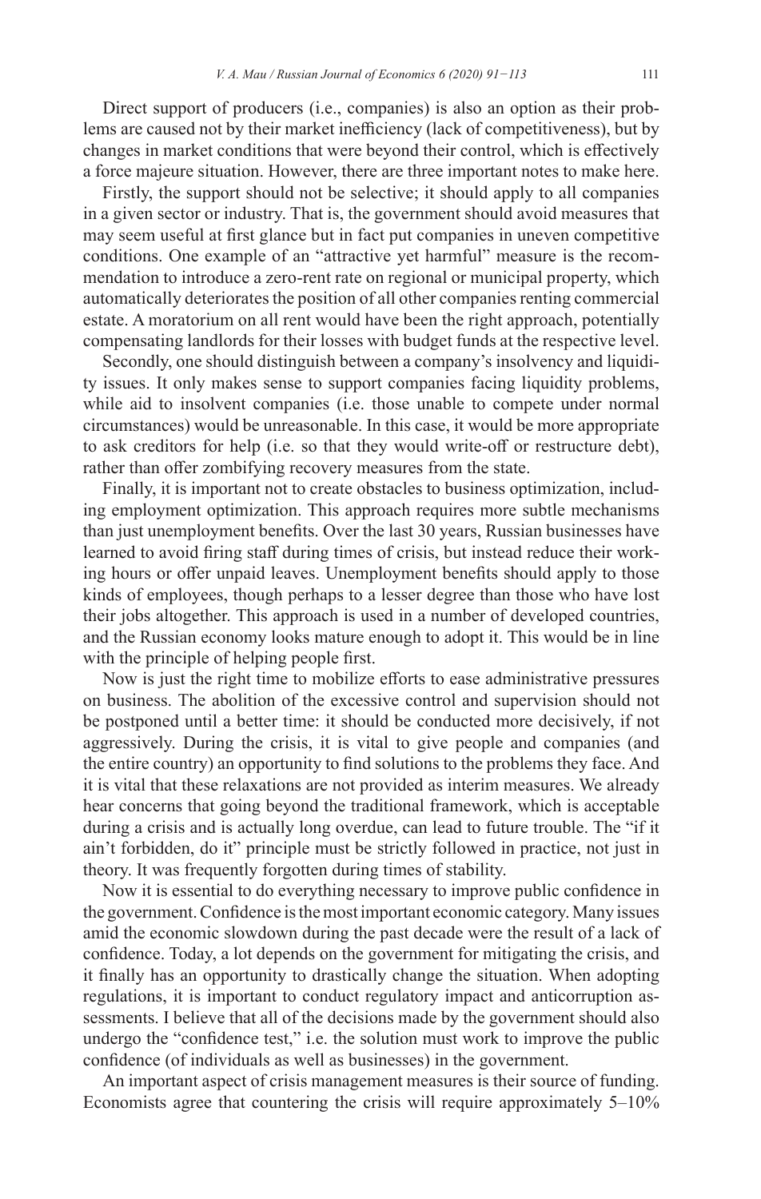Direct support of producers (i.e., companies) is also an option as their problems are caused not by their market inefficiency (lack of competitiveness), but by changes in market conditions that were beyond their control, which is effectively a force majeure situation. However, there are three important notes to make here.

Firstly, the support should not be selective; it should apply to all companies in a given sector or industry. That is, the government should avoid measures that may seem useful at first glance but in fact put companies in uneven competitive conditions. One example of an "attractive yet harmful" measure is the recommendation to introduce a zero-rent rate on regional or municipal property, which automatically deteriorates the position of all other companies renting commercial estate. A moratorium on all rent would have been the right approach, potentially compensating landlords for their losses with budget funds at the respective level.

Secondly, one should distinguish between a company's insolvency and liquidity issues. It only makes sense to support companies facing liquidity problems, while aid to insolvent companies (i.e. those unable to compete under normal circumstances) would be unreasonable. In this case, it would be more appropriate to ask creditors for help (i.e. so that they would write-off or restructure debt), rather than offer zombifying recovery measures from the state.

Finally, it is important not to create obstacles to business optimization, including employment optimization. This approach requires more subtle mechanisms than just unemployment benefits. Over the last 30 years, Russian businesses have learned to avoid firing staff during times of crisis, but instead reduce their working hours or offer unpaid leaves. Unemployment benefits should apply to those kinds of employees, though perhaps to a lesser degree than those who have lost their jobs altogether. This approach is used in a number of developed countries, and the Russian economy looks mature enough to adopt it. This would be in line with the principle of helping people first.

Now is just the right time to mobilize efforts to ease administrative pressures on business. The abolition of the excessive control and supervision should not be postponed until a better time: it should be conducted more decisively, if not aggressively. During the crisis, it is vital to give people and companies (and the entire country) an opportunity to find solutions to the problems they face. And it is vital that these relaxations are not provided as interim measures. We already hear concerns that going beyond the traditional framework, which is acceptable during a crisis and is actually long overdue, can lead to future trouble. The "if it ain't forbidden, do it" principle must be strictly followed in practice, not just in theory. It was frequently forgotten during times of stability.

Now it is essential to do everything necessary to improve public confidence in the government. Confidence is the most important economic category. Many issues amid the economic slowdown during the past decade were the result of a lack of confidence. Today, a lot depends on the government for mitigating the crisis, and it finally has an opportunity to drastically change the situation. When adopting regulations, it is important to conduct regulatory impact and anticorruption assessments. I believe that all of the decisions made by the government should also undergo the "confidence test," i.e. the solution must work to improve the public confidence (of individuals as well as businesses) in the government.

An important aspect of crisis management measures is their source of funding. Economists agree that countering the crisis will require approximately 5–10%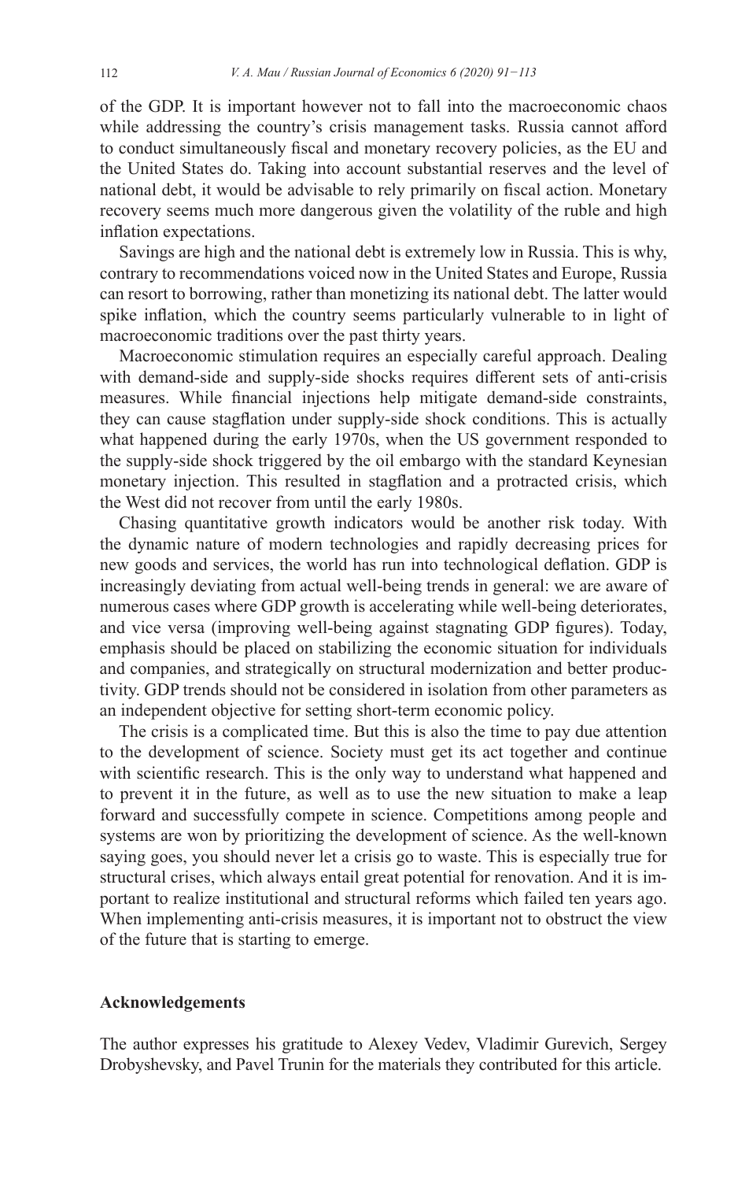of the GDP. It is important however not to fall into the macroeconomic chaos while addressing the country's crisis management tasks. Russia cannot afford to conduct simultaneously fiscal and monetary recovery policies, as the EU and the United States do. Taking into account substantial reserves and the level of national debt, it would be advisable to rely primarily on fiscal action. Monetary recovery seems much more dangerous given the volatility of the ruble and high inflation expectations.

Savings are high and the national debt is extremely low in Russia. This is why, contrary to recommendations voiced now in the United States and Europe, Russia can resort to borrowing, rather than monetizing its national debt. The latter would spike inflation, which the country seems particularly vulnerable to in light of macroeconomic traditions over the past thirty years.

Macroeconomic stimulation requires an especially careful approach. Dealing with demand-side and supply-side shocks requires different sets of anti-crisis measures. While financial injections help mitigate demand-side constraints, they can cause stagflation under supply-side shock conditions. This is actually what happened during the early 1970s, when the US government responded to the supply-side shock triggered by the oil embargo with the standard Keynesian monetary injection. This resulted in stagflation and a protracted crisis, which the West did not recover from until the early 1980s.

Chasing quantitative growth indicators would be another risk today. With the dynamic nature of modern technologies and rapidly decreasing prices for new goods and services, the world has run into technological deflation. GDP is increasingly deviating from actual well-being trends in general: we are aware of numerous cases where GDP growth is accelerating while well-being deteriorates, and vice versa (improving well-being against stagnating GDP figures). Today, emphasis should be placed on stabilizing the economic situation for individuals and companies, and strategically on structural modernization and better productivity. GDP trends should not be considered in isolation from other parameters as an independent objective for setting short-term economic policy.

The crisis is a complicated time. But this is also the time to pay due attention to the development of science. Society must get its act together and continue with scientific research. This is the only way to understand what happened and to prevent it in the future, as well as to use the new situation to make a leap forward and successfully compete in science. Competitions among people and systems are won by prioritizing the development of science. As the well-known saying goes, you should never let a crisis go to waste. This is especially true for structural crises, which always entail great potential for renovation. And it is important to realize institutional and structural reforms which failed ten years ago. When implementing anti-crisis measures, it is important not to obstruct the view of the future that is starting to emerge.

## Acknowledgements

The author expresses his gratitude to Alexey Vedev, Vladimir Gurevich, Sergey Drobyshevsky, and Pavel Trunin for the materials they contributed for this article.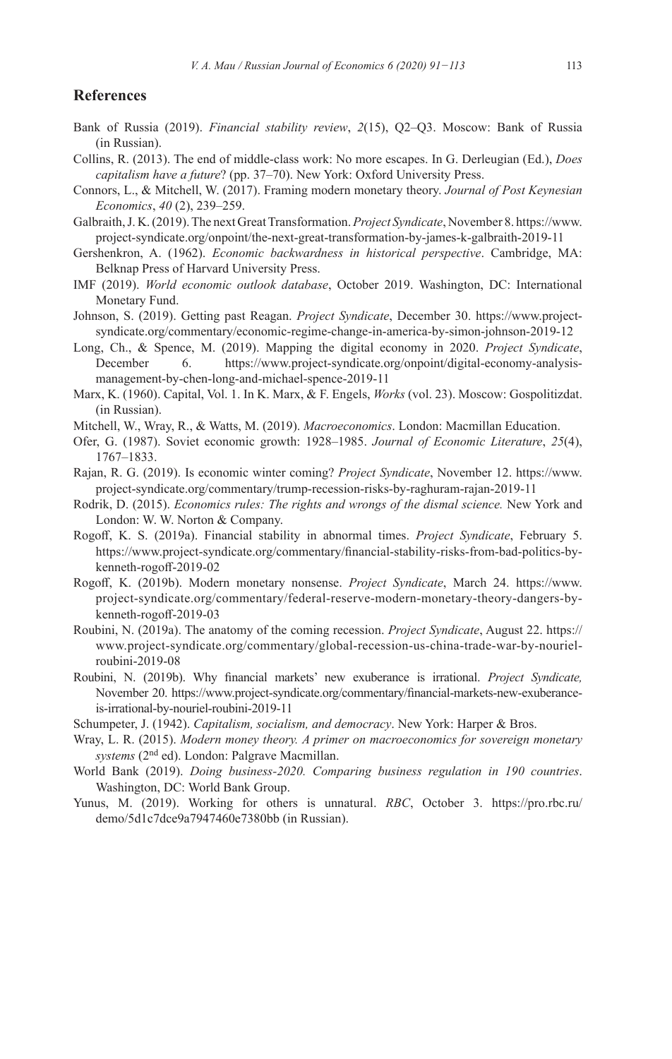## References

Bank of Russia (2019). *Financial stability review*, *2*(15), Q2–Q3. Moscow: Bank of Russia (in Russian).

Collins, R. (2013). The end of middle-class work: No more escapes. In G. Derleugian (Ed.), *Does capitalism have a future*? (pp. 37–70). New York: Oxford University Press.

Connors, L., & Mitchell, W. (2017). Framing modern monetary theory. *Journal of Post Keynesian Economics*, *40* (2), 239–259.

Galbraith, J. K. (2019). The next Great Transformation. *Project Syndicate*, November 8. https://www.project-syndicate.org/onpoint/the-next-great-transformation-by-james-k-galbraith-2019-11

Gershenkron, A. (1962). *Economic backwardness in historical perspective*. Cambridge, MA: Belknap Press of Harvard University Press.

IMF (2019). *World economic outlook database*, October 2019. Washington, DC: International Monetary Fund.

Johnson, S. (2019). Getting past Reagan. *Project Syndicate*, December 30. https://www.project-syndicate.org/commentary/economic-regime-change-in-america-by-simon-johnson-2019-12

Long, Ch., & Spence, M. (2019). Mapping the digital economy in 2020. *Project Syndicate*, December 6. https://www.project-syndicate.org/onpoint/digital-economy-analysis-management-by-chen-long-and-michael-spence-2019-11

Marx, K. (1960). Capital, Vol. 1. In K. Marx, & F. Engels, *Works* (vol. 23). Moscow: Gospolitizdat. (in Russian).

Mitchell, W., Wray, R., & Watts, M. (2019). *Macroeconomics*. London: Macmillan Education.

Ofer, G. (1987). Soviet economic growth: 1928–1985. *Journal of Economic Literature*, *25*(4), 1767–1833.

Rajan, R. G. (2019). Is economic winter coming? *Project Syndicate*, November 12. https://www.project-syndicate.org/commentary/trump-recession-risks-by-raghuram-rajan-2019-11

Rodrik, D. (2015). *Economics rules: The rights and wrongs of the dismal science.* New York and London: W. W. Norton & Company.

Rogoff, K. S. (2019a). Financial stability in abnormal times. *Project Syndicate*, February 5. https://www.project-syndicate.org/commentary/financial-stability-risks-from-bad-politics-by-kenneth-rogoff-2019-02

Rogoff, K. (2019b). Modern monetary nonsense. *Project Syndicate*, March 24. https://www.project-syndicate.org/commentary/federal-reserve-modern-monetary-theory-dangers-by-kenneth-rogoff-2019-03

Roubini, N. (2019a). The anatomy of the coming recession. *Project Syndicate*, August 22. https://www.project-syndicate.org/commentary/global-recession-us-china-trade-war-by-nouriel-roubini-2019-08

Roubini, N. (2019b). Why financial markets' new exuberance is irrational. *Project Syndicate,* November 20. https://www.project-syndicate.org/commentary/financial-markets-new-exuberance-is-irrational-by-nouriel-roubini-2019-11

Schumpeter, J. (1942). *Capitalism, socialism, and democracy*. New York: Harper & Bros.

Wray, L. R. (2015). *Modern money theory. A primer on macroeconomics for sovereign monetary systems* (2nd ed). London: Palgrave Macmillan.

World Bank (2019). *Doing business-2020. Comparing business regulation in 190 countries*. Washington, DC: World Bank Group.

Yunus, M. (2019). Working for others is unnatural. *RBC*, October 3. https://pro.rbc.ru/demo/5d1c7dce9a7947460e7380bb (in Russian).